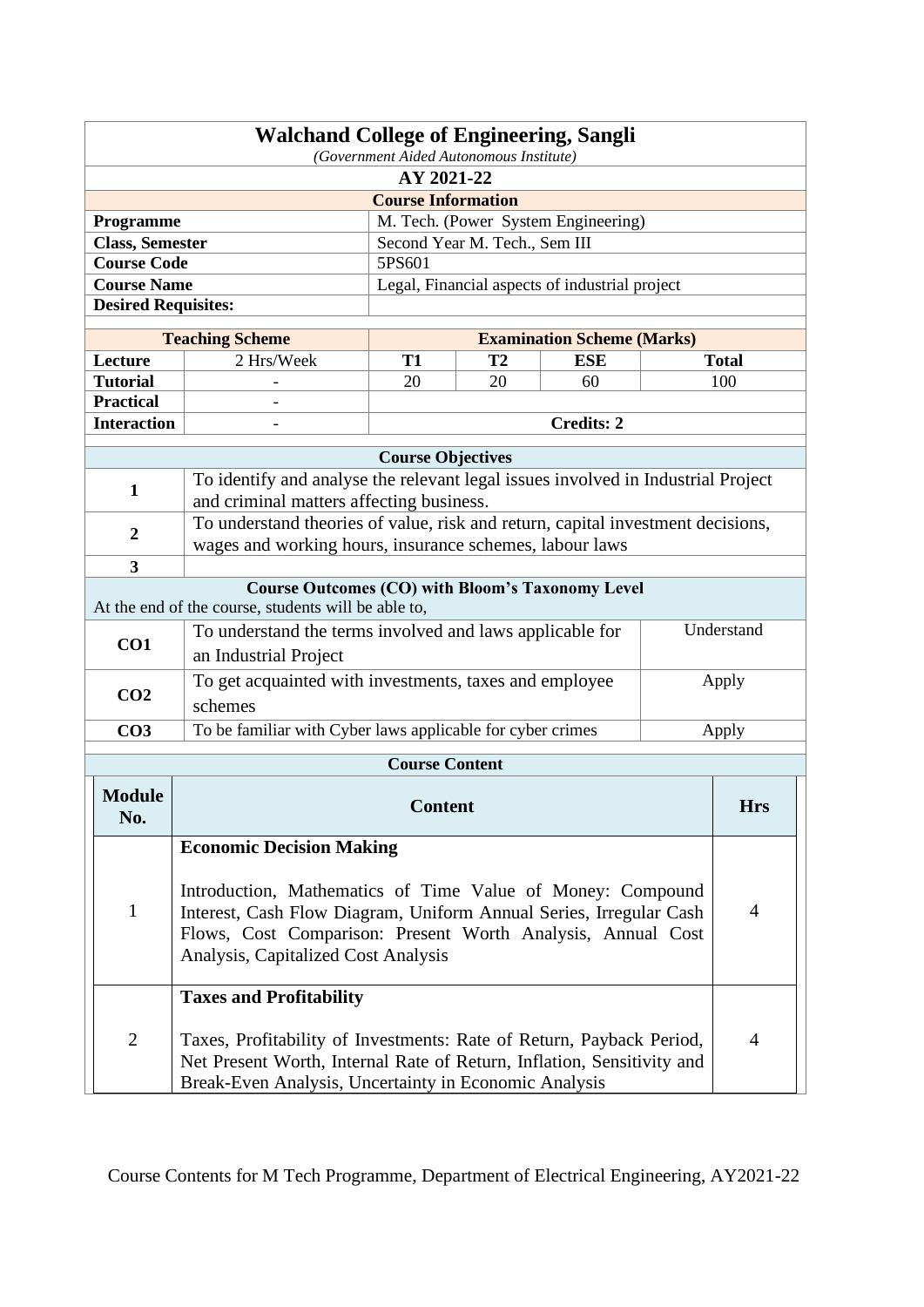# Walchand College of Engineering, Sangli

*(Government Aided Autonomous Institute)*

**AY 2021-22**

## Course Information

| | |
|---|---|
| **Programme** | M. Tech. (Power System Engineering) |
| **Class, Semester** | Second Year M. Tech., Sem III |
| **Course Code** | 5PS601 |
| **Course Name** | Legal, Financial aspects of industrial project |
| **Desired Requisites:** | |

| Teaching Scheme | | Examination Scheme (Marks) | | | |
|---|---|---|---|---|---|
| **Lecture** | 2 Hrs/Week | **T1** | **T2** | **ESE** | **Total** |
| **Tutorial** | - | 20 | 20 | 60 | 100 |
| **Practical** | - | | | | |
| **Interaction** | - | **Credits: 2** | | | |

## Course Objectives

| | |
|---|---|
| **1** | To identify and analyse the relevant legal issues involved in Industrial Project and criminal matters affecting business. |
| **2** | To understand theories of value, risk and return, capital investment decisions, wages and working hours, insurance schemes, labour laws |
| **3** | |

## Course Outcomes (CO) with Bloom's Taxonomy Level

At the end of the course, students will be able to,

| | | |
|---|---|---|
| **CO1** | To understand the terms involved and laws applicable for an Industrial Project | Understand |
| **CO2** | To get acquainted with investments, taxes and employee schemes | Apply |
| **CO3** | To be familiar with Cyber laws applicable for cyber crimes | Apply |

## Course Content

| Module No. | Content | Hrs |
|---|---|---|
| 1 | **Economic Decision Making**<br><br>Introduction, Mathematics of Time Value of Money: Compound Interest, Cash Flow Diagram, Uniform Annual Series, Irregular Cash Flows, Cost Comparison: Present Worth Analysis, Annual Cost Analysis, Capitalized Cost Analysis | 4 |
| 2 | **Taxes and Profitability**<br><br>Taxes, Profitability of Investments: Rate of Return, Payback Period, Net Present Worth, Internal Rate of Return, Inflation, Sensitivity and Break-Even Analysis, Uncertainty in Economic Analysis | 4 |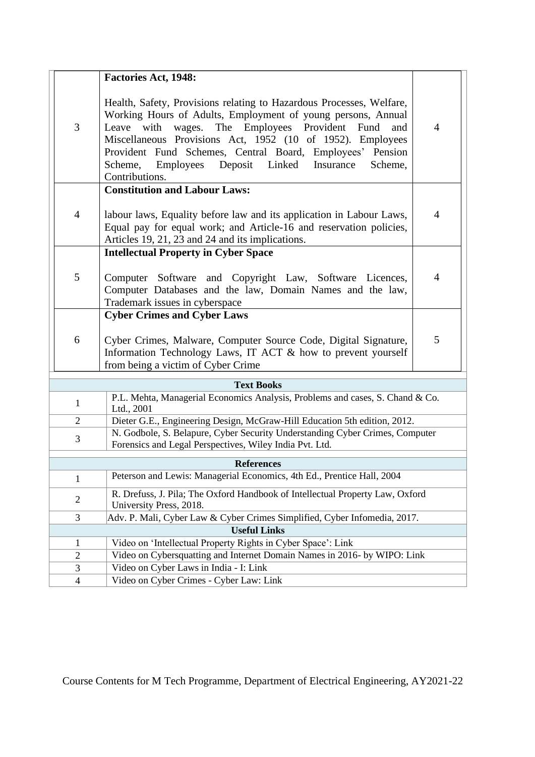| | | |
|---|---|---|
| 3 | **Factories Act, 1948:**<br><br>Health, Safety, Provisions relating to Hazardous Processes, Welfare, Working Hours of Adults, Employment of young persons, Annual Leave with wages. The Employees Provident Fund and Miscellaneous Provisions Act, 1952 (10 of 1952). Employees Provident Fund Schemes, Central Board, Employees' Pension Scheme, Employees Deposit Linked Insurance Scheme, Contributions. | 4 |
| 4 | **Constitution and Labour Laws:**<br><br>labour laws, Equality before law and its application in Labour Laws, Equal pay for equal work; and Article-16 and reservation policies, Articles 19, 21, 23 and 24 and its implications. | 4 |
| 5 | **Intellectual Property in Cyber Space**<br><br>Computer Software and Copyright Law, Software Licences, Computer Databases and the law, Domain Names and the law, Trademark issues in cyberspace | 4 |
| 6 | **Cyber Crimes and Cyber Laws**<br><br>Cyber Crimes, Malware, Computer Source Code, Digital Signature, Information Technology Laws, IT ACT & how to prevent yourself from being a victim of Cyber Crime | 5 |

| **Text Books** | |
|---|---|
| 1 | P.L. Mehta, Managerial Economics Analysis, Problems and cases, S. Chand & Co. Ltd., 2001 |
| 2 | Dieter G.E., Engineering Design, McGraw-Hill Education 5th edition, 2012. |
| 3 | N. Godbole, S. Belapure, Cyber Security Understanding Cyber Crimes, Computer Forensics and Legal Perspectives, Wiley India Pvt. Ltd. |

| **References** | |
|---|---|
| 1 | Peterson and Lewis: Managerial Economics, 4th Ed., Prentice Hall, 2004 |
| 2 | R. Drefuss, J. Pila; The Oxford Handbook of Intellectual Property Law, Oxford University Press, 2018. |
| 3 | Adv. P. Mali, Cyber Law & Cyber Crimes Simplified, Cyber Infomedia, 2017. |

| **Useful Links** | |
|---|---|
| 1 | Video on 'Intellectual Property Rights in Cyber Space': Link |
| 2 | Video on Cybersquatting and Internet Domain Names in 2016- by WIPO: Link |
| 3 | Video on Cyber Laws in India - I: Link |
| 4 | Video on Cyber Crimes - Cyber Law: Link |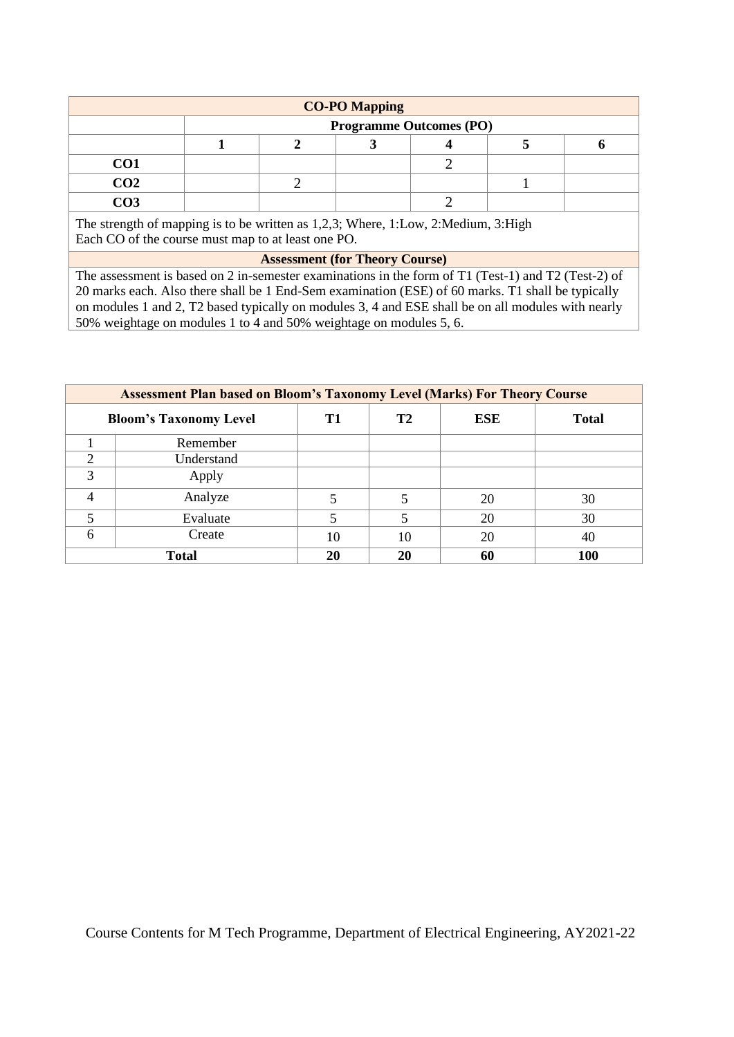| CO-PO Mapping | | | | | | |
|---|---|---|---|---|---|---|
| | Programme Outcomes (PO) | | | | | |
| | **1** | **2** | **3** | **4** | **5** | **6** |
| **CO1** | | | | 2 | | |
| **CO2** | | 2 | | | 1 | |
| **CO3** | | | | 2 | | |

The strength of mapping is to be written as 1,2,3; Where, 1:Low, 2:Medium, 3:High
Each CO of the course must map to at least one PO.

**Assessment (for Theory Course)**

The assessment is based on 2 in-semester examinations in the form of T1 (Test-1) and T2 (Test-2) of 20 marks each. Also there shall be 1 End-Sem examination (ESE) of 60 marks. T1 shall be typically on modules 1 and 2, T2 based typically on modules 3, 4 and ESE shall be on all modules with nearly 50% weightage on modules 1 to 4 and 50% weightage on modules 5, 6.

**Assessment Plan based on Bloom's Taxonomy Level (Marks) For Theory Course**

| Bloom's Taxonomy Level | | T1 | T2 | ESE | Total |
|---|---|---|---|---|---|
| 1 | Remember | | | | |
| 2 | Understand | | | | |
| 3 | Apply | | | | |
| 4 | Analyze | 5 | 5 | 20 | 30 |
| 5 | Evaluate | 5 | 5 | 20 | 30 |
| 6 | Create | 10 | 10 | 20 | 40 |
| **Total** | | **20** | **20** | **60** | **100** |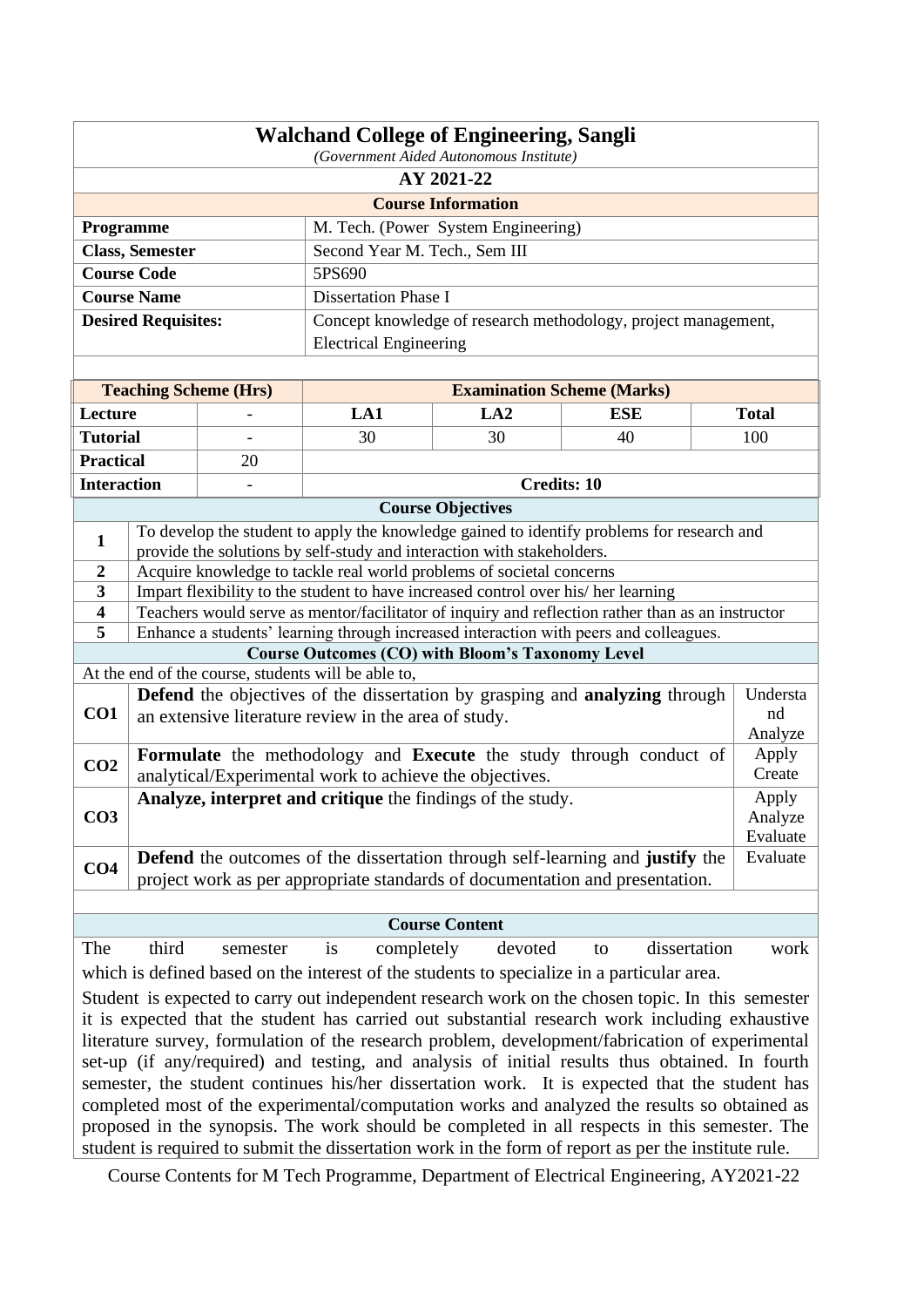# Walchand College of Engineering, Sangli

*(Government Aided Autonomous Institute)*

**AY 2021-22**

**Course Information**

| | |
|---|---|
| **Programme** | M. Tech. (Power System Engineering) |
| **Class, Semester** | Second Year M. Tech., Sem III |
| **Course Code** | 5PS690 |
| **Course Name** | Dissertation Phase I |
| **Desired Requisites:** | Concept knowledge of research methodology, project management, Electrical Engineering |

| **Teaching Scheme (Hrs)** | | **Examination Scheme (Marks)** | | | |
|---|---|---|---|---|---|
| **Lecture** | - | **LA1** | **LA2** | **ESE** | **Total** |
| **Tutorial** | - | 30 | 30 | 40 | 100 |
| **Practical** | 20 | | | | |
| **Interaction** | - | **Credits: 10** | | | |

**Course Objectives**

| | |
|---|---|
| **1** | To develop the student to apply the knowledge gained to identify problems for research and provide the solutions by self-study and interaction with stakeholders. |
| **2** | Acquire knowledge to tackle real world problems of societal concerns |
| **3** | Impart flexibility to the student to have increased control over his/ her learning |
| **4** | Teachers would serve as mentor/facilitator of inquiry and reflection rather than as an instructor |
| **5** | Enhance a students' learning through increased interaction with peers and colleagues. |

**Course Outcomes (CO) with Bloom's Taxonomy Level**

At the end of the course, students will be able to,

| | | |
|---|---|---|
| **CO1** | **Defend** the objectives of the dissertation by grasping and **analyzing** through an extensive literature review in the area of study. | Understand Analyze |
| **CO2** | **Formulate** the methodology and **Execute** the study through conduct of analytical/Experimental work to achieve the objectives. | Apply Create |
| **CO3** | **Analyze, interpret and critique** the findings of the study. | Apply Analyze Evaluate |
| **CO4** | **Defend** the outcomes of the dissertation through self-learning and **justify** the project work as per appropriate standards of documentation and presentation. | Evaluate |

**Course Content**

The third semester is completely devoted to dissertation work which is defined based on the interest of the students to specialize in a particular area.

Student is expected to carry out independent research work on the chosen topic. In this semester it is expected that the student has carried out substantial research work including exhaustive literature survey, formulation of the research problem, development/fabrication of experimental set-up (if any/required) and testing, and analysis of initial results thus obtained. In fourth semester, the student continues his/her dissertation work. It is expected that the student has completed most of the experimental/computation works and analyzed the results so obtained as proposed in the synopsis. The work should be completed in all respects in this semester. The student is required to submit the dissertation work in the form of report as per the institute rule.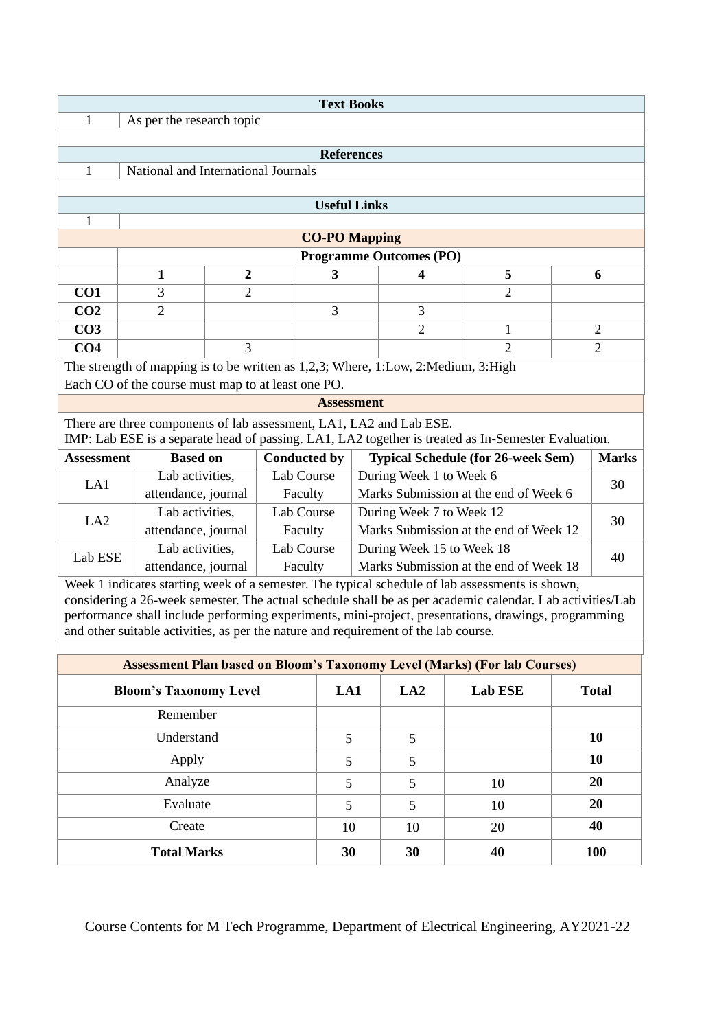| Text Books | |
|---|---|
| 1 | As per the research topic |

| References | |
|---|---|
| 1 | National and International Journals |

| Useful Links | |
|---|---|
| 1 | |

**CO-PO Mapping**

| | Programme Outcomes (PO) | | | | | |
|---|---|---|---|---|---|---|
| | 1 | 2 | 3 | 4 | 5 | 6 |
| **CO1** | 3 | 2 | | | 2 | |
| **CO2** | 2 | | 3 | 3 | | |
| **CO3** | | | | 2 | 1 | 2 |
| **CO4** | | 3 | | | 2 | 2 |

The strength of mapping is to be written as 1,2,3; Where, 1:Low, 2:Medium, 3:High
Each CO of the course must map to at least one PO.

**Assessment**

There are three components of lab assessment, LA1, LA2 and Lab ESE.
IMP: Lab ESE is a separate head of passing. LA1, LA2 together is treated as In-Semester Evaluation.

| Assessment | Based on | Conducted by | Typical Schedule (for 26-week Sem) | Marks |
|---|---|---|---|---|
| LA1 | Lab activities, attendance, journal | Lab Course Faculty | During Week 1 to Week 6 Marks Submission at the end of Week 6 | 30 |
| LA2 | Lab activities, attendance, journal | Lab Course Faculty | During Week 7 to Week 12 Marks Submission at the end of Week 12 | 30 |
| Lab ESE | Lab activities, attendance, journal | Lab Course Faculty | During Week 15 to Week 18 Marks Submission at the end of Week 18 | 40 |

Week 1 indicates starting week of a semester. The typical schedule of lab assessments is shown, considering a 26-week semester. The actual schedule shall be as per academic calendar. Lab activities/Lab performance shall include performing experiments, mini-project, presentations, drawings, programming and other suitable activities, as per the nature and requirement of the lab course.

**Assessment Plan based on Bloom's Taxonomy Level (Marks) (For lab Courses)**

| Bloom's Taxonomy Level | LA1 | LA2 | Lab ESE | Total |
|---|---|---|---|---|
| Remember | | | | |
| Understand | 5 | 5 | | **10** |
| Apply | 5 | 5 | | **10** |
| Analyze | 5 | 5 | 10 | **20** |
| Evaluate | 5 | 5 | 10 | **20** |
| Create | 10 | 10 | 20 | **40** |
| **Total Marks** | **30** | **30** | **40** | **100** |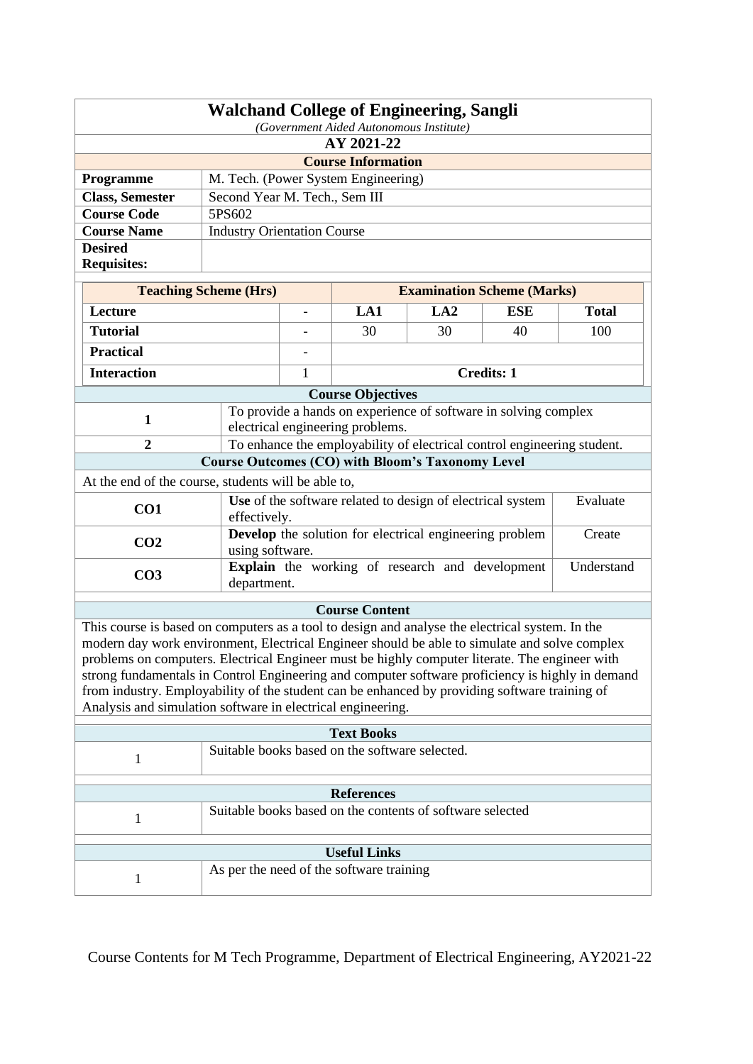# Walchand College of Engineering, Sangli

*(Government Aided Autonomous Institute)*

**AY 2021-22**

## Course Information

| | |
|---|---|
| **Programme** | M. Tech. (Power System Engineering) |
| **Class, Semester** | Second Year M. Tech., Sem III |
| **Course Code** | 5PS602 |
| **Course Name** | Industry Orientation Course |
| **Desired Requisites:** | |

| Teaching Scheme (Hrs) | | Examination Scheme (Marks) | | | |
|---|---|---|---|---|---|
| **Lecture** | - | **LA1** | **LA2** | **ESE** | **Total** |
| **Tutorial** | - | 30 | 30 | 40 | 100 |
| **Practical** | - | | | | |
| **Interaction** | 1 | **Credits: 1** | | | |

## Course Objectives

| | |
|---|---|
| **1** | To provide a hands on experience of software in solving complex electrical engineering problems. |
| **2** | To enhance the employability of electrical control engineering student. |

## Course Outcomes (CO) with Bloom's Taxonomy Level

At the end of the course, students will be able to,

| | | |
|---|---|---|
| **CO1** | **Use** of the software related to design of electrical system effectively. | Evaluate |
| **CO2** | **Develop** the solution for electrical engineering problem using software. | Create |
| **CO3** | **Explain** the working of research and development department. | Understand |

## Course Content

This course is based on computers as a tool to design and analyse the electrical system. In the modern day work environment, Electrical Engineer should be able to simulate and solve complex problems on computers. Electrical Engineer must be highly computer literate. The engineer with strong fundamentals in Control Engineering and computer software proficiency is highly in demand from industry. Employability of the student can be enhanced by providing software training of Analysis and simulation software in electrical engineering.

## Text Books

| | |
|---|---|
| 1 | Suitable books based on the software selected. |

## References

| | |
|---|---|
| 1 | Suitable books based on the contents of software selected |

## Useful Links

| | |
|---|---|
| 1 | As per the need of the software training |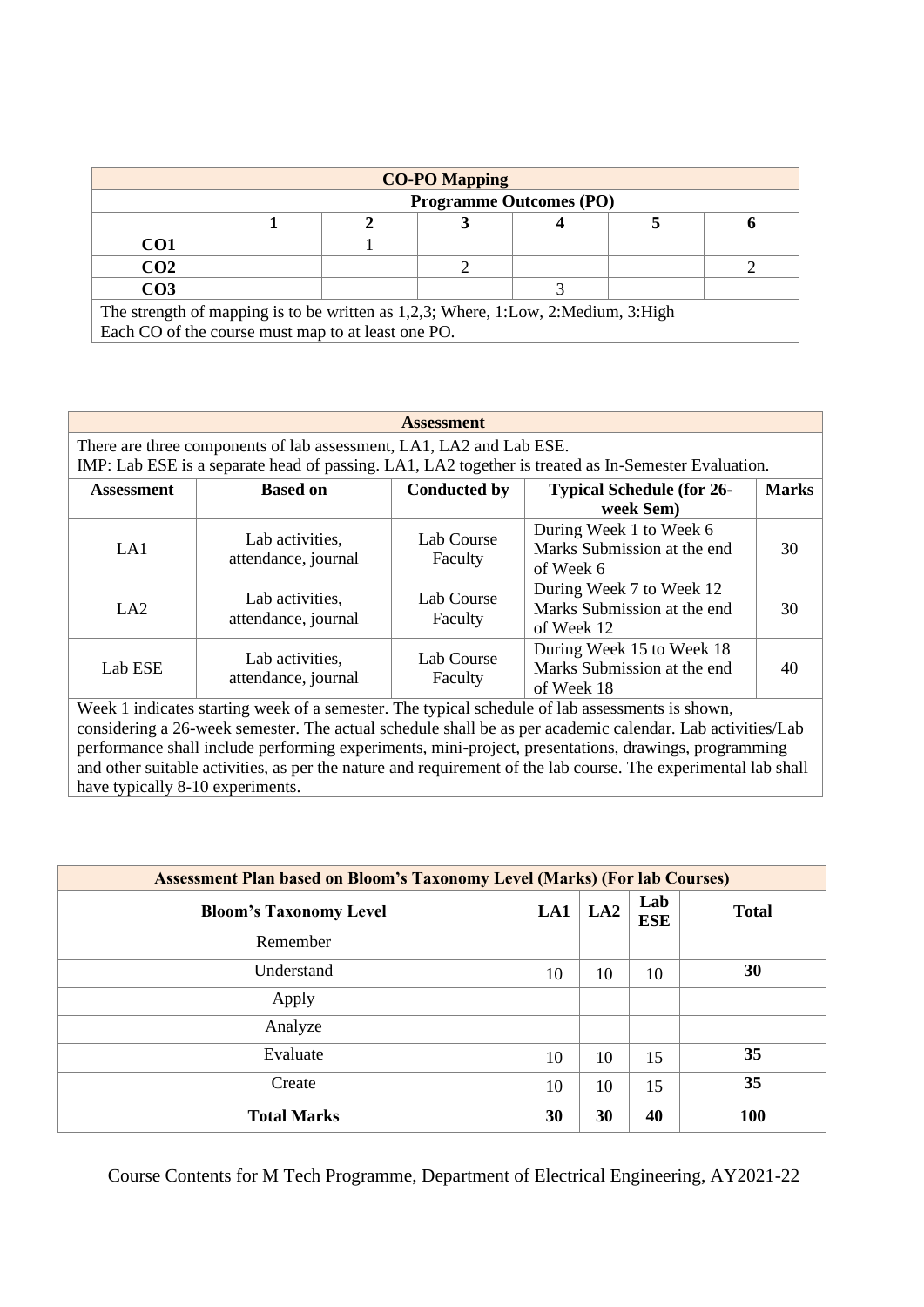| CO-PO Mapping | | | | | | |
|---|---|---|---|---|---|---|
| | Programme Outcomes (PO) | | | | | |
| | 1 | 2 | 3 | 4 | 5 | 6 |
| **CO1** | | 1 | | | | |
| **CO2** | | | 2 | | | 2 |
| **CO3** | | | | 3 | | |

The strength of mapping is to be written as 1,2,3; Where, 1:Low, 2:Medium, 3:High
Each CO of the course must map to at least one PO.

**Assessment**

There are three components of lab assessment, LA1, LA2 and Lab ESE.
IMP: Lab ESE is a separate head of passing. LA1, LA2 together is treated as In-Semester Evaluation.

| Assessment | Based on | Conducted by | Typical Schedule (for 26-week Sem) | Marks |
|---|---|---|---|---|
| LA1 | Lab activities, attendance, journal | Lab Course Faculty | During Week 1 to Week 6 Marks Submission at the end of Week 6 | 30 |
| LA2 | Lab activities, attendance, journal | Lab Course Faculty | During Week 7 to Week 12 Marks Submission at the end of Week 12 | 30 |
| Lab ESE | Lab activities, attendance, journal | Lab Course Faculty | During Week 15 to Week 18 Marks Submission at the end of Week 18 | 40 |

Week 1 indicates starting week of a semester. The typical schedule of lab assessments is shown, considering a 26-week semester. The actual schedule shall be as per academic calendar. Lab activities/Lab performance shall include performing experiments, mini-project, presentations, drawings, programming and other suitable activities, as per the nature and requirement of the lab course. The experimental lab shall have typically 8-10 experiments.

**Assessment Plan based on Bloom's Taxonomy Level (Marks) (For lab Courses)**

| Bloom's Taxonomy Level | LA1 | LA2 | Lab ESE | Total |
|---|---|---|---|---|
| Remember | | | | |
| Understand | 10 | 10 | 10 | **30** |
| Apply | | | | |
| Analyze | | | | |
| Evaluate | 10 | 10 | 15 | **35** |
| Create | 10 | 10 | 15 | **35** |
| **Total Marks** | **30** | **30** | **40** | **100** |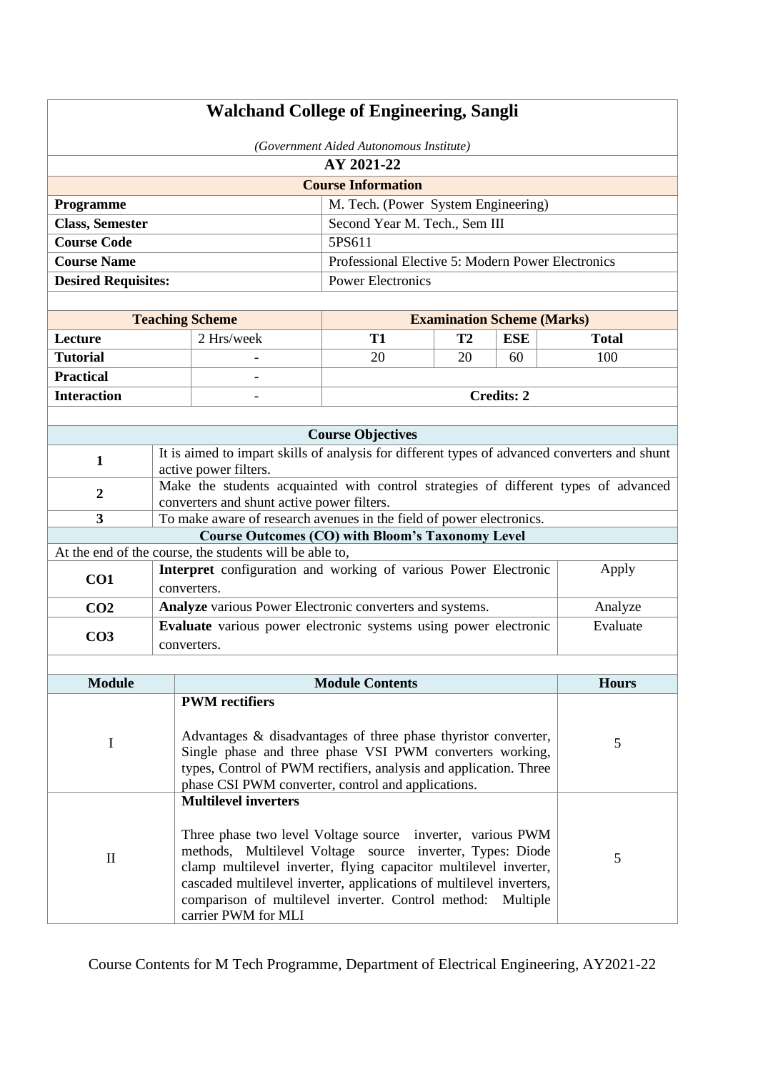# Walchand College of Engineering, Sangli

*(Government Aided Autonomous Institute)*

**AY 2021-22**

| **Course Information** | |
|---|---|
| **Programme** | M. Tech. (Power System Engineering) |
| **Class, Semester** | Second Year M. Tech., Sem III |
| **Course Code** | 5PS611 |
| **Course Name** | Professional Elective 5: Modern Power Electronics |
| **Desired Requisites:** | Power Electronics |

| **Teaching Scheme** | | **Examination Scheme (Marks)** | | | |
|---|---|---|---|---|---|
| **Lecture** | 2 Hrs/week | **T1** | **T2** | **ESE** | **Total** |
| **Tutorial** | - | 20 | 20 | 60 | 100 |
| **Practical** | - | | | | |
| **Interaction** | - | **Credits: 2** | | | |

| **Course Objectives** | |
|---|---|
| **1** | It is aimed to impart skills of analysis for different types of advanced converters and shunt active power filters. |
| **2** | Make the students acquainted with control strategies of different types of advanced converters and shunt active power filters. |
| **3** | To make aware of research avenues in the field of power electronics. |

**Course Outcomes (CO) with Bloom's Taxonomy Level**

At the end of the course, the students will be able to,

| | | |
|---|---|---|
| **CO1** | **Interpret** configuration and working of various Power Electronic converters. | Apply |
| **CO2** | **Analyze** various Power Electronic converters and systems. | Analyze |
| **CO3** | **Evaluate** various power electronic systems using power electronic converters. | Evaluate |

| **Module** | **Module Contents** | **Hours** |
|---|---|---|
| I | **PWM rectifiers**<br><br>Advantages & disadvantages of three phase thyristor converter, Single phase and three phase VSI PWM converters working, types, Control of PWM rectifiers, analysis and application. Three phase CSI PWM converter, control and applications. | 5 |
| II | **Multilevel inverters**<br><br>Three phase two level Voltage source inverter, various PWM methods, Multilevel Voltage source inverter, Types: Diode clamp multilevel inverter, flying capacitor multilevel inverter, cascaded multilevel inverter, applications of multilevel inverters, comparison of multilevel inverter. Control method: Multiple carrier PWM for MLI | 5 |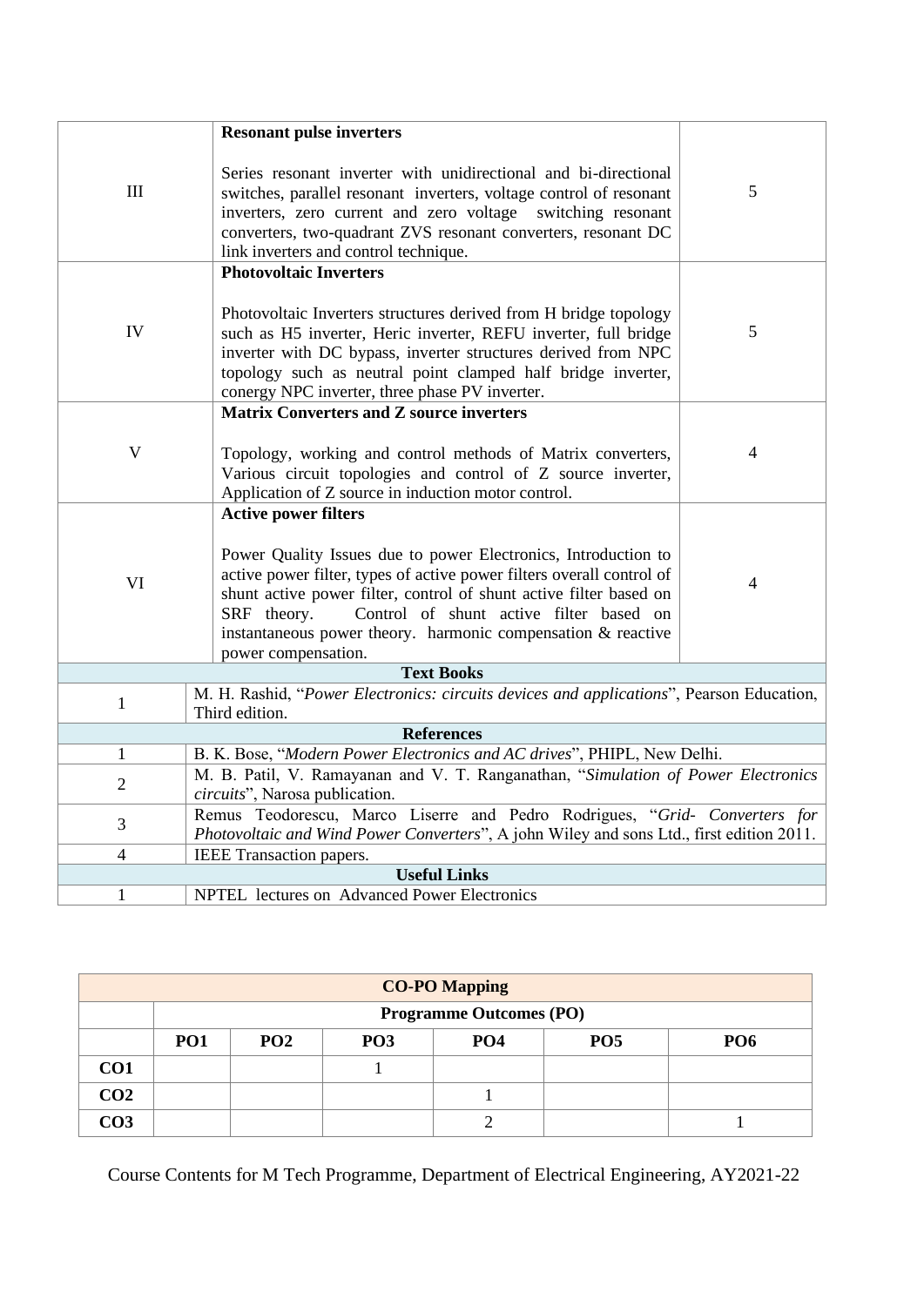| | | |
|---|---|---|
| III | **Resonant pulse inverters**<br><br>Series resonant inverter with unidirectional and bi-directional switches, parallel resonant inverters, voltage control of resonant inverters, zero current and zero voltage switching resonant converters, two-quadrant ZVS resonant converters, resonant DC link inverters and control technique. | 5 |
| IV | **Photovoltaic Inverters**<br><br>Photovoltaic Inverters structures derived from H bridge topology such as H5 inverter, Heric inverter, REFU inverter, full bridge inverter with DC bypass, inverter structures derived from NPC topology such as neutral point clamped half bridge inverter, conergy NPC inverter, three phase PV inverter. | 5 |
| V | **Matrix Converters and Z source inverters**<br><br>Topology, working and control methods of Matrix converters, Various circuit topologies and control of Z source inverter, Application of Z source in induction motor control. | 4 |
| VI | **Active power filters**<br><br>Power Quality Issues due to power Electronics, Introduction to active power filter, types of active power filters overall control of shunt active power filter, control of shunt active filter based on SRF theory. Control of shunt active filter based on instantaneous power theory. harmonic compensation & reactive power compensation. | 4 |

| **Text Books** | |
|---|---|
| 1 | M. H. Rashid, "*Power Electronics: circuits devices and applications*", Pearson Education, Third edition. |
| **References** | |
| 1 | B. K. Bose, "*Modern Power Electronics and AC drives*", PHIPL, New Delhi. |
| 2 | M. B. Patil, V. Ramayanan and V. T. Ranganathan, "*Simulation of Power Electronics circuits*", Narosa publication. |
| 3 | Remus Teodorescu, Marco Liserre and Pedro Rodrigues, "*Grid- Converters for Photovoltaic and Wind Power Converters*", A john Wiley and sons Ltd., first edition 2011. |
| 4 | IEEE Transaction papers. |
| **Useful Links** | |
| 1 | NPTEL lectures on Advanced Power Electronics |

| **CO-PO Mapping** | | | | | | |
|---|---|---|---|---|---|---|
| | **Programme Outcomes (PO)** | | | | | |
| | **PO1** | **PO2** | **PO3** | **PO4** | **PO5** | **PO6** |
| **CO1** | | | 1 | | | |
| **CO2** | | | | 1 | | |
| **CO3** | | | | 2 | | 1 |

Course Contents for M Tech Programme, Department of Electrical Engineering, AY2021-22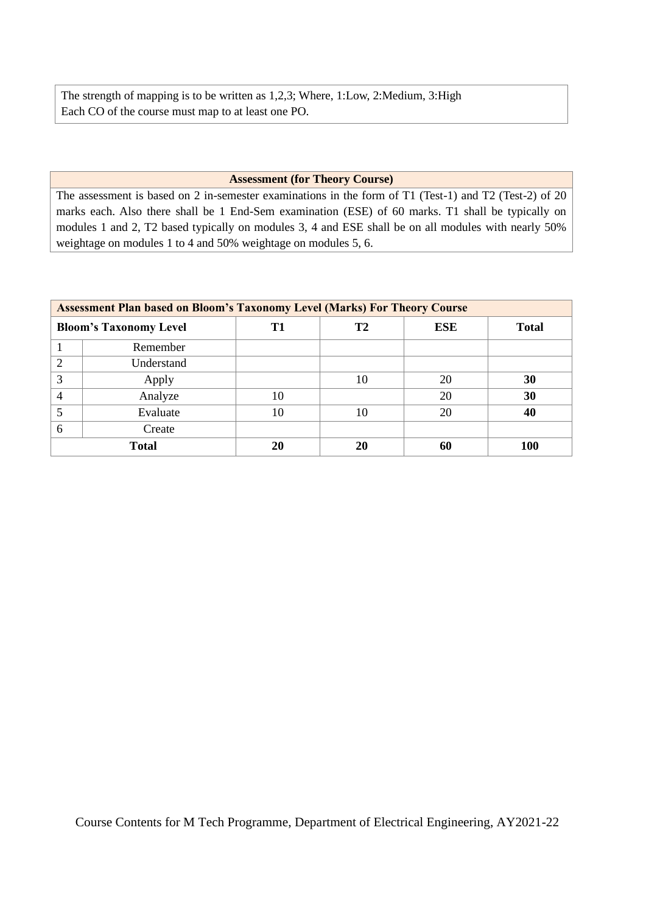The strength of mapping is to be written as 1,2,3; Where, 1:Low, 2:Medium, 3:High
Each CO of the course must map to at least one PO.

| Assessment (for Theory Course) |
|---|
| The assessment is based on 2 in-semester examinations in the form of T1 (Test-1) and T2 (Test-2) of 20 marks each. Also there shall be 1 End-Sem examination (ESE) of 60 marks. T1 shall be typically on modules 1 and 2, T2 based typically on modules 3, 4 and ESE shall be on all modules with nearly 50% weightage on modules 1 to 4 and 50% weightage on modules 5, 6. |

| Assessment Plan based on Bloom's Taxonomy Level (Marks) For Theory Course | | | | | |
|---|---|---|---|---|---|
| **Bloom's Taxonomy Level** | | **T1** | **T2** | **ESE** | **Total** |
| 1 | Remember | | | | |
| 2 | Understand | | | | |
| 3 | Apply | | 10 | 20 | **30** |
| 4 | Analyze | 10 | | 20 | **30** |
| 5 | Evaluate | 10 | 10 | 20 | **40** |
| 6 | Create | | | | |
| **Total** | | **20** | **20** | **60** | **100** |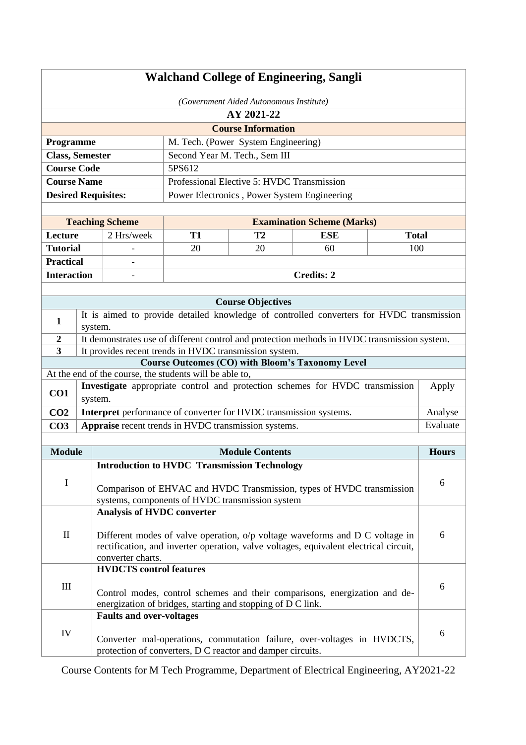# Walchand College of Engineering, Sangli

*(Government Aided Autonomous Institute)*

**AY 2021-22**

| **Course Information** | |
|---|---|
| **Programme** | M. Tech. (Power System Engineering) |
| **Class, Semester** | Second Year M. Tech., Sem III |
| **Course Code** | 5PS612 |
| **Course Name** | Professional Elective 5: HVDC Transmission |
| **Desired Requisites:** | Power Electronics , Power System Engineering |

| **Teaching Scheme** | | **Examination Scheme (Marks)** | | | |
|---|---|---|---|---|---|
| **Lecture** | 2 Hrs/week | **T1** | **T2** | **ESE** | **Total** |
| **Tutorial** | - | 20 | 20 | 60 | 100 |
| **Practical** | - | | | | |
| **Interaction** | - | **Credits: 2** | | | |

| **Course Objectives** | |
|---|---|
| **1** | It is aimed to provide detailed knowledge of controlled converters for HVDC transmission system. |
| **2** | It demonstrates use of different control and protection methods in HVDC transmission system. |
| **3** | It provides recent trends in HVDC transmission system. |

**Course Outcomes (CO) with Bloom's Taxonomy Level**

At the end of the course, the students will be able to,

| | | |
|---|---|---|
| **CO1** | **Investigate** appropriate control and protection schemes for HVDC transmission system. | Apply |
| **CO2** | **Interpret** performance of converter for HVDC transmission systems. | Analyse |
| **CO3** | **Appraise** recent trends in HVDC transmission systems. | Evaluate |

| **Module** | **Module Contents** | **Hours** |
|---|---|---|
| I | **Introduction to HVDC Transmission Technology**<br><br>Comparison of EHVAC and HVDC Transmission, types of HVDC transmission systems, components of HVDC transmission system | 6 |
| II | **Analysis of HVDC converter**<br><br>Different modes of valve operation, o/p voltage waveforms and D C voltage in rectification, and inverter operation, valve voltages, equivalent electrical circuit, converter charts. | 6 |
| III | **HVDCTS control features**<br><br>Control modes, control schemes and their comparisons, energization and de-energization of bridges, starting and stopping of D C link. | 6 |
| IV | **Faults and over-voltages**<br><br>Converter mal-operations, commutation failure, over-voltages in HVDCTS, protection of converters, D C reactor and damper circuits. | 6 |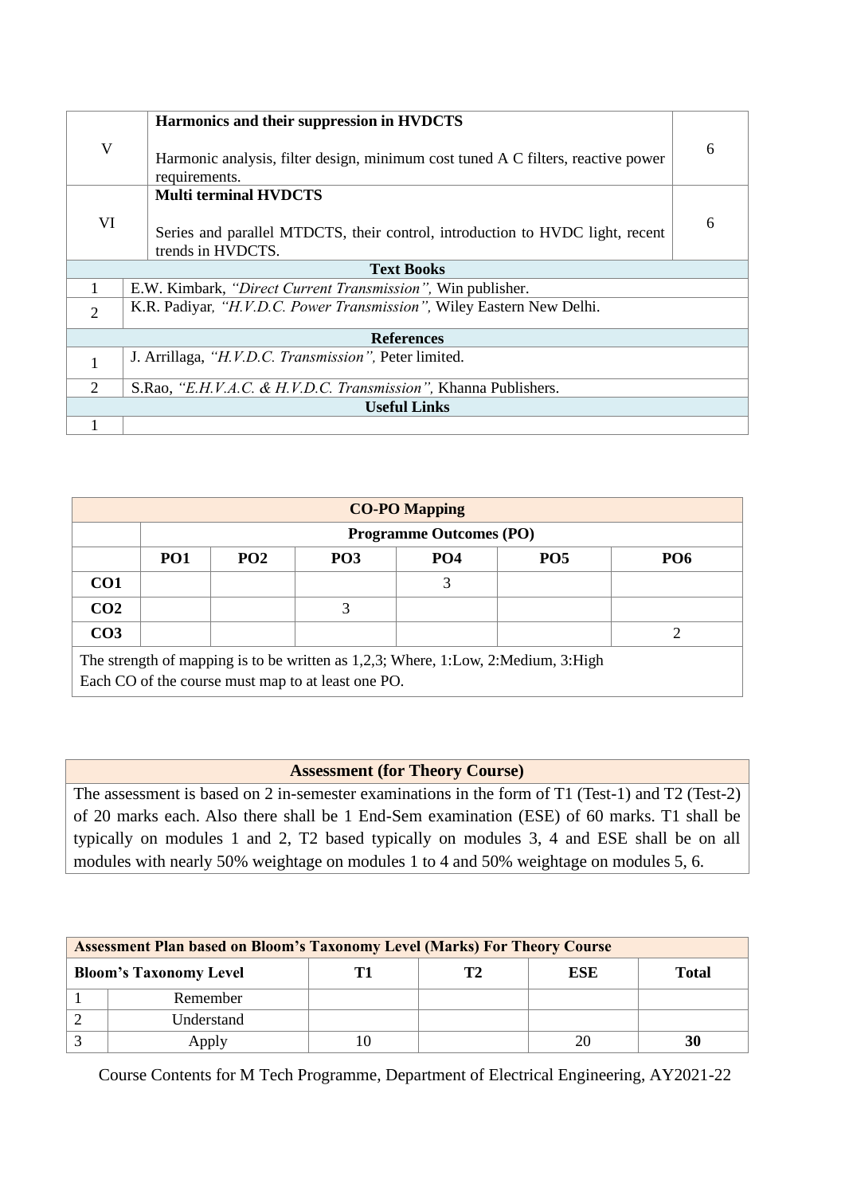| | | |
|---|---|---|
| V | **Harmonics and their suppression in HVDCTS**<br><br>Harmonic analysis, filter design, minimum cost tuned A C filters, reactive power requirements. | 6 |
| VI | **Multi terminal HVDCTS**<br><br>Series and parallel MTDCTS, their control, introduction to HVDC light, recent trends in HVDCTS. | 6 |

| **Text Books** | |
|---|---|
| 1 | E.W. Kimbark, *"Direct Current Transmission",* Win publisher. |
| 2 | K.R. Padiyar*, "H.V.D.C. Power Transmission",* Wiley Eastern New Delhi. |

| **References** | |
|---|---|
| 1 | J. Arrillaga, *"H.V.D.C. Transmission",* Peter limited. |
| 2 | S.Rao, *"E.H.V.A.C. & H.V.D.C. Transmission",* Khanna Publishers. |

| **Useful Links** | |
|---|---|
| 1 | |

| **CO-PO Mapping** | | | | | | |
|---|---|---|---|---|---|---|
| | **Programme Outcomes (PO)** | | | | | |
| | **PO1** | **PO2** | **PO3** | **PO4** | **PO5** | **PO6** |
| **CO1** | | | | 3 | | |
| **CO2** | | | 3 | | | |
| **CO3** | | | | | | 2 |

The strength of mapping is to be written as 1,2,3; Where, 1:Low, 2:Medium, 3:High
Each CO of the course must map to at least one PO.

| **Assessment (for Theory Course)** |
|---|
| The assessment is based on 2 in-semester examinations in the form of T1 (Test-1) and T2 (Test-2) of 20 marks each. Also there shall be 1 End-Sem examination (ESE) of 60 marks. T1 shall be typically on modules 1 and 2, T2 based typically on modules 3, 4 and ESE shall be on all modules with nearly 50% weightage on modules 1 to 4 and 50% weightage on modules 5, 6. |

| **Assessment Plan based on Bloom's Taxonomy Level (Marks) For Theory Course** | | | | | |
|---|---|---|---|---|---|
| **Bloom's Taxonomy Level** | | **T1** | **T2** | **ESE** | **Total** |
| 1 | Remember | | | | |
| 2 | Understand | | | | |
| 3 | Apply | 10 | | 20 | **30** |

Course Contents for M Tech Programme, Department of Electrical Engineering, AY2021-22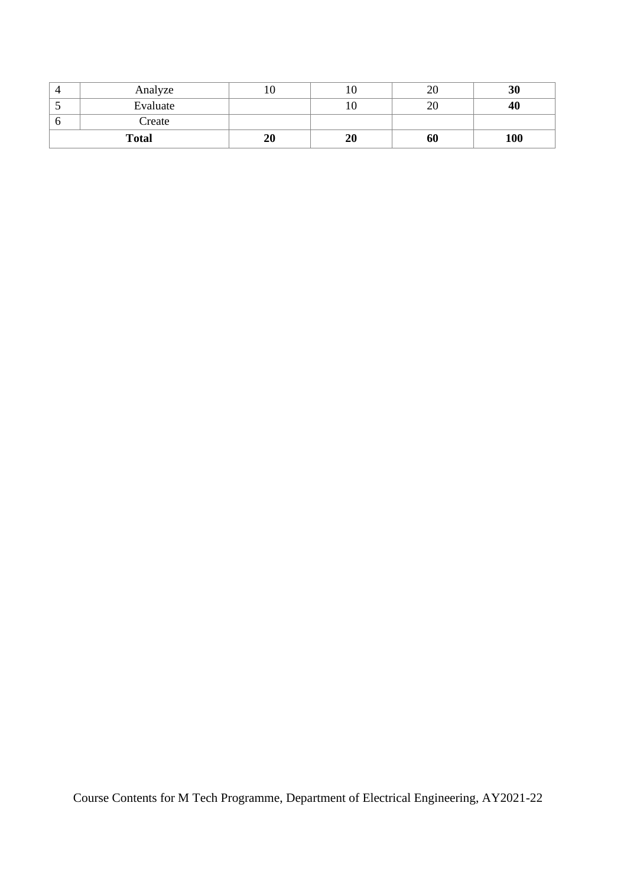| 4 | Analyze | 10 | 10 | 20 | **30** |
|---|---|---|---|---|---|
| 5 | Evaluate | | 10 | 20 | **40** |
| 6 | Create | | | | |
| **Total** | | **20** | **20** | **60** | **100** |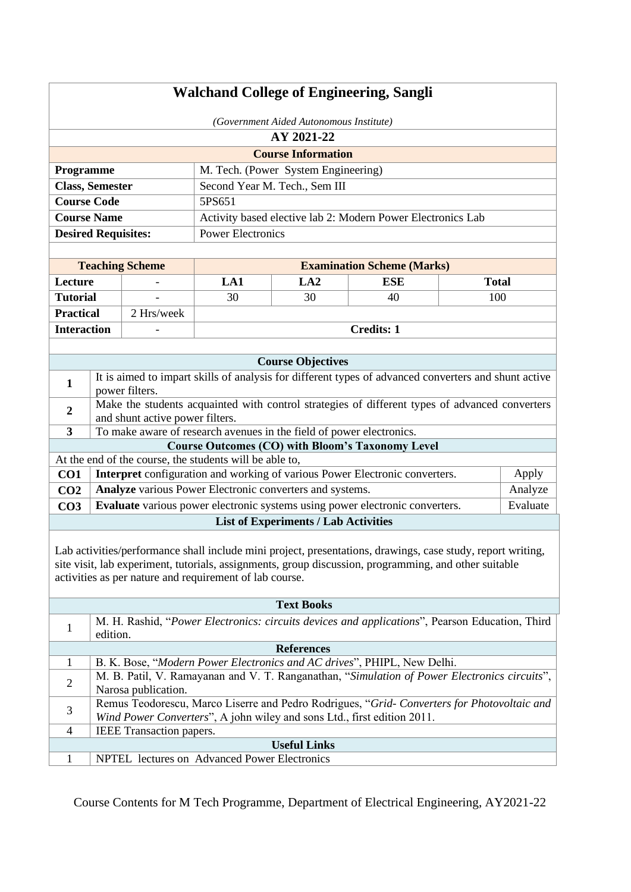# Walchand College of Engineering, Sangli

*(Government Aided Autonomous Institute)*

**AY 2021-22**

## Course Information

| | |
|---|---|
| **Programme** | M. Tech. (Power System Engineering) |
| **Class, Semester** | Second Year M. Tech., Sem III |
| **Course Code** | 5PS651 |
| **Course Name** | Activity based elective lab 2: Modern Power Electronics Lab |
| **Desired Requisites:** | Power Electronics |

| Teaching Scheme | | Examination Scheme (Marks) | | | |
|---|---|---|---|---|---|
| **Lecture** | - | **LA1** | **LA2** | **ESE** | **Total** |
| **Tutorial** | - | 30 | 30 | 40 | 100 |
| **Practical** | 2 Hrs/week | | | | |
| **Interaction** | - | **Credits: 1** | | | |

## Course Objectives

| | |
|---|---|
| **1** | It is aimed to impart skills of analysis for different types of advanced converters and shunt active power filters. |
| **2** | Make the students acquainted with control strategies of different types of advanced converters and shunt active power filters. |
| **3** | To make aware of research avenues in the field of power electronics. |

## Course Outcomes (CO) with Bloom's Taxonomy Level

At the end of the course, the students will be able to,

| | | |
|---|---|---|
| **CO1** | **Interpret** configuration and working of various Power Electronic converters. | Apply |
| **CO2** | **Analyze** various Power Electronic converters and systems. | Analyze |
| **CO3** | **Evaluate** various power electronic systems using power electronic converters. | Evaluate |

## List of Experiments / Lab Activities

Lab activities/performance shall include mini project, presentations, drawings, case study, report writing, site visit, lab experiment, tutorials, assignments, group discussion, programming, and other suitable activities as per nature and requirement of lab course.

## Text Books

| | |
|---|---|
| 1 | M. H. Rashid, "*Power Electronics: circuits devices and applications*", Pearson Education, Third edition. |

## References

| | |
|---|---|
| 1 | B. K. Bose, "*Modern Power Electronics and AC drives*", PHIPL, New Delhi. |
| 2 | M. B. Patil, V. Ramayanan and V. T. Ranganathan, "*Simulation of Power Electronics circuits*", Narosa publication. |
| 3 | Remus Teodorescu, Marco Liserre and Pedro Rodrigues, "*Grid- Converters for Photovoltaic and Wind Power Converters*", A john wiley and sons Ltd., first edition 2011. |
| 4 | IEEE Transaction papers. |

## Useful Links

| | |
|---|---|
| 1 | NPTEL lectures on Advanced Power Electronics |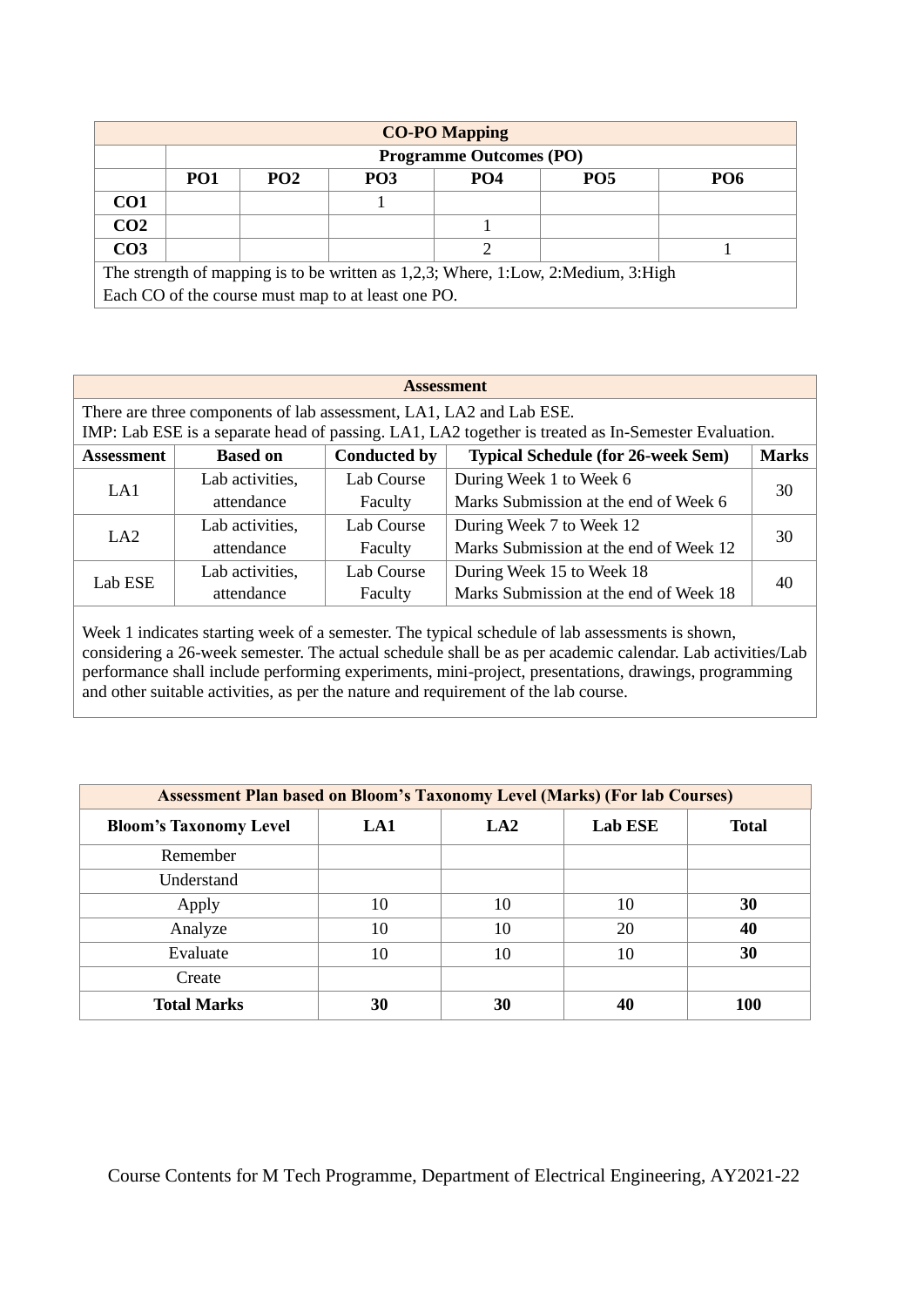| CO-PO Mapping | | | | | | |
|---|---|---|---|---|---|---|
| | Programme Outcomes (PO) | | | | | |
| | PO1 | PO2 | PO3 | PO4 | PO5 | PO6 |
| CO1 | | | 1 | | | |
| CO2 | | | | 1 | | |
| CO3 | | | | 2 | | 1 |

The strength of mapping is to be written as 1,2,3; Where, 1:Low, 2:Medium, 3:High
Each CO of the course must map to at least one PO.

### Assessment

There are three components of lab assessment, LA1, LA2 and Lab ESE.
IMP: Lab ESE is a separate head of passing. LA1, LA2 together is treated as In-Semester Evaluation.

| Assessment | Based on | Conducted by | Typical Schedule (for 26-week Sem) | Marks |
|---|---|---|---|---|
| LA1 | Lab activities, attendance | Lab Course Faculty | During Week 1 to Week 6<br>Marks Submission at the end of Week 6 | 30 |
| LA2 | Lab activities, attendance | Lab Course Faculty | During Week 7 to Week 12<br>Marks Submission at the end of Week 12 | 30 |
| Lab ESE | Lab activities, attendance | Lab Course Faculty | During Week 15 to Week 18<br>Marks Submission at the end of Week 18 | 40 |

Week 1 indicates starting week of a semester. The typical schedule of lab assessments is shown, considering a 26-week semester. The actual schedule shall be as per academic calendar. Lab activities/Lab performance shall include performing experiments, mini-project, presentations, drawings, programming and other suitable activities, as per the nature and requirement of the lab course.

### Assessment Plan based on Bloom's Taxonomy Level (Marks) (For lab Courses)

| Bloom's Taxonomy Level | LA1 | LA2 | Lab ESE | Total |
|---|---|---|---|---|
| Remember | | | | |
| Understand | | | | |
| Apply | 10 | 10 | 10 | **30** |
| Analyze | 10 | 10 | 20 | **40** |
| Evaluate | 10 | 10 | 10 | **30** |
| Create | | | | |
| **Total Marks** | **30** | **30** | **40** | **100** |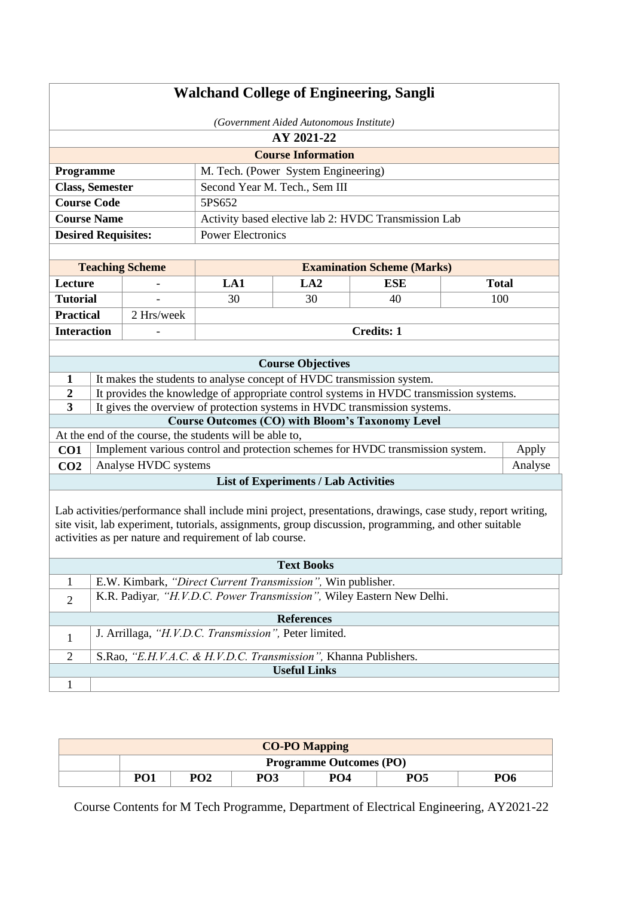# Walchand College of Engineering, Sangli

*(Government Aided Autonomous Institute)*

**AY 2021-22**

| **Course Information** | |
|---|---|
| **Programme** | M. Tech. (Power System Engineering) |
| **Class, Semester** | Second Year M. Tech., Sem III |
| **Course Code** | 5PS652 |
| **Course Name** | Activity based elective lab 2: HVDC Transmission Lab |
| **Desired Requisites:** | Power Electronics |

| **Teaching Scheme** | | **Examination Scheme (Marks)** | | | |
|---|---|---|---|---|---|
| **Lecture** | - | **LA1** | **LA2** | **ESE** | **Total** |
| **Tutorial** | - | 30 | 30 | 40 | 100 |
| **Practical** | 2 Hrs/week | | | | |
| **Interaction** | - | **Credits: 1** | | | |

| **Course Objectives** | |
|---|---|
| **1** | It makes the students to analyse concept of HVDC transmission system. |
| **2** | It provides the knowledge of appropriate control systems in HVDC transmission systems. |
| **3** | It gives the overview of protection systems in HVDC transmission systems. |

| **Course Outcomes (CO) with Bloom's Taxonomy Level** | | |
|---|---|---|
| At the end of the course, the students will be able to, | | |
| **CO1** | Implement various control and protection schemes for HVDC transmission system. | Apply |
| **CO2** | Analyse HVDC systems | Analyse |

**List of Experiments / Lab Activities**

Lab activities/performance shall include mini project, presentations, drawings, case study, report writing, site visit, lab experiment, tutorials, assignments, group discussion, programming, and other suitable activities as per nature and requirement of lab course.

| **Text Books** | |
|---|---|
| 1 | E.W. Kimbark, *"Direct Current Transmission",* Win publisher. |
| 2 | K.R. Padiyar*, "H.V.D.C. Power Transmission",* Wiley Eastern New Delhi. |

| **References** | |
|---|---|
| 1 | J. Arrillaga, *"H.V.D.C. Transmission",* Peter limited. |
| 2 | S.Rao, *"E.H.V.A.C. & H.V.D.C. Transmission",* Khanna Publishers. |

| **Useful Links** | |
|---|---|
| 1 | |

| **CO-PO Mapping** | | | | | | |
|---|---|---|---|---|---|---|
| | **Programme Outcomes (PO)** | | | | | |
| | **PO1** | **PO2** | **PO3** | **PO4** | **PO5** | **PO6** |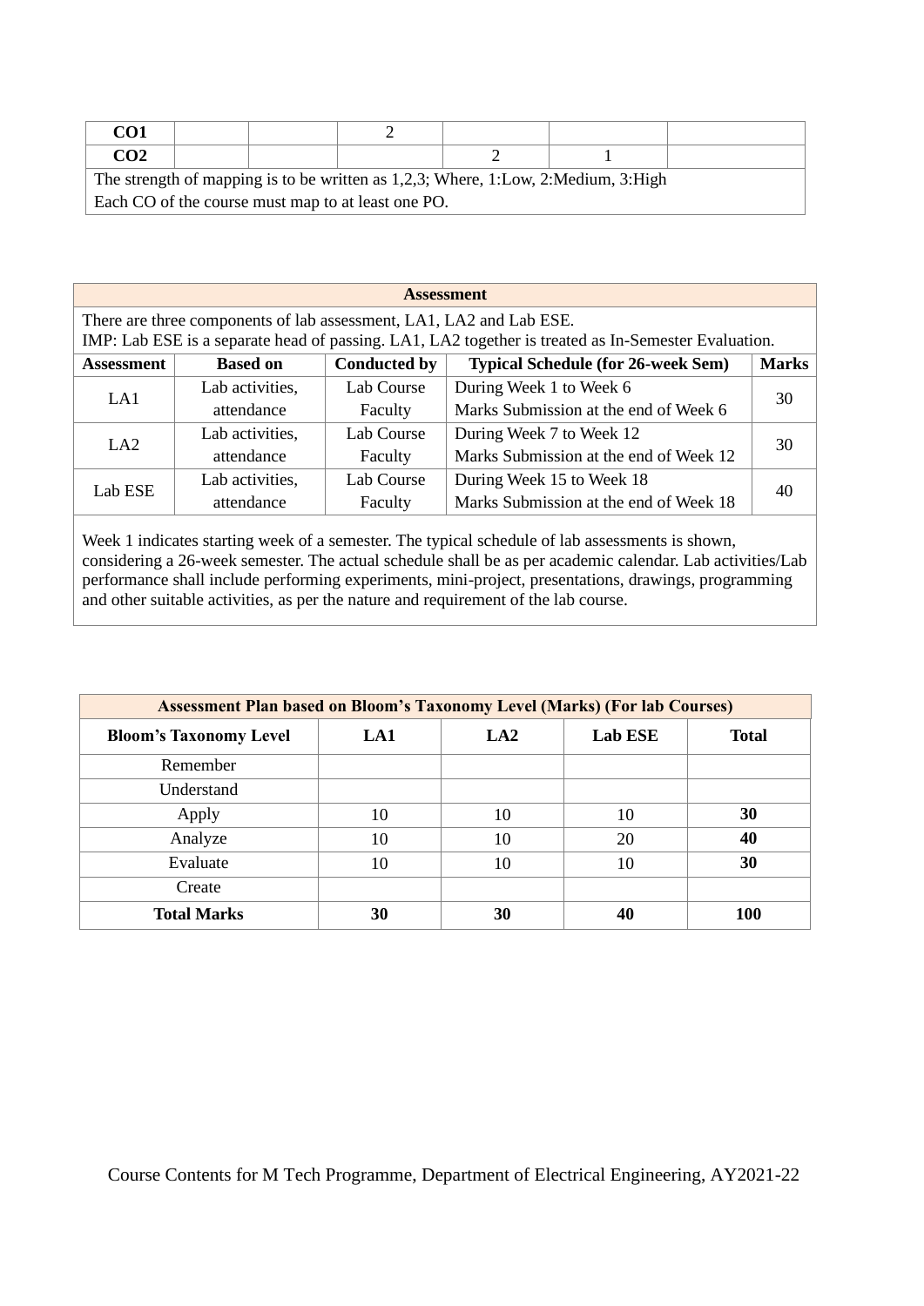| | | | | | | |
|---|---|---|---|---|---|---|
| **CO1** | | | 2 | | | |
| **CO2** | | | | 2 | 1 | |
| The strength of mapping is to be written as 1,2,3; Where, 1:Low, 2:Medium, 3:High<br>Each CO of the course must map to at least one PO. | | | | | | |

| **Assessment** | | | | |
|---|---|---|---|---|
| There are three components of lab assessment, LA1, LA2 and Lab ESE.<br>IMP: Lab ESE is a separate head of passing. LA1, LA2 together is treated as In-Semester Evaluation. | | | | |
| **Assessment** | **Based on** | **Conducted by** | **Typical Schedule (for 26-week Sem)** | **Marks** |
| LA1 | Lab activities, attendance | Lab Course Faculty | During Week 1 to Week 6<br>Marks Submission at the end of Week 6 | 30 |
| LA2 | Lab activities, attendance | Lab Course Faculty | During Week 7 to Week 12<br>Marks Submission at the end of Week 12 | 30 |
| Lab ESE | Lab activities, attendance | Lab Course Faculty | During Week 15 to Week 18<br>Marks Submission at the end of Week 18 | 40 |
| Week 1 indicates starting week of a semester. The typical schedule of lab assessments is shown, considering a 26-week semester. The actual schedule shall be as per academic calendar. Lab activities/Lab performance shall include performing experiments, mini-project, presentations, drawings, programming and other suitable activities, as per the nature and requirement of the lab course. | | | | |

| **Assessment Plan based on Bloom's Taxonomy Level (Marks) (For lab Courses)** | | | | |
|---|---|---|---|---|
| **Bloom's Taxonomy Level** | **LA1** | **LA2** | **Lab ESE** | **Total** |
| Remember | | | | |
| Understand | | | | |
| Apply | 10 | 10 | 10 | **30** |
| Analyze | 10 | 10 | 20 | **40** |
| Evaluate | 10 | 10 | 10 | **30** |
| Create | | | | |
| **Total Marks** | **30** | **30** | **40** | **100** |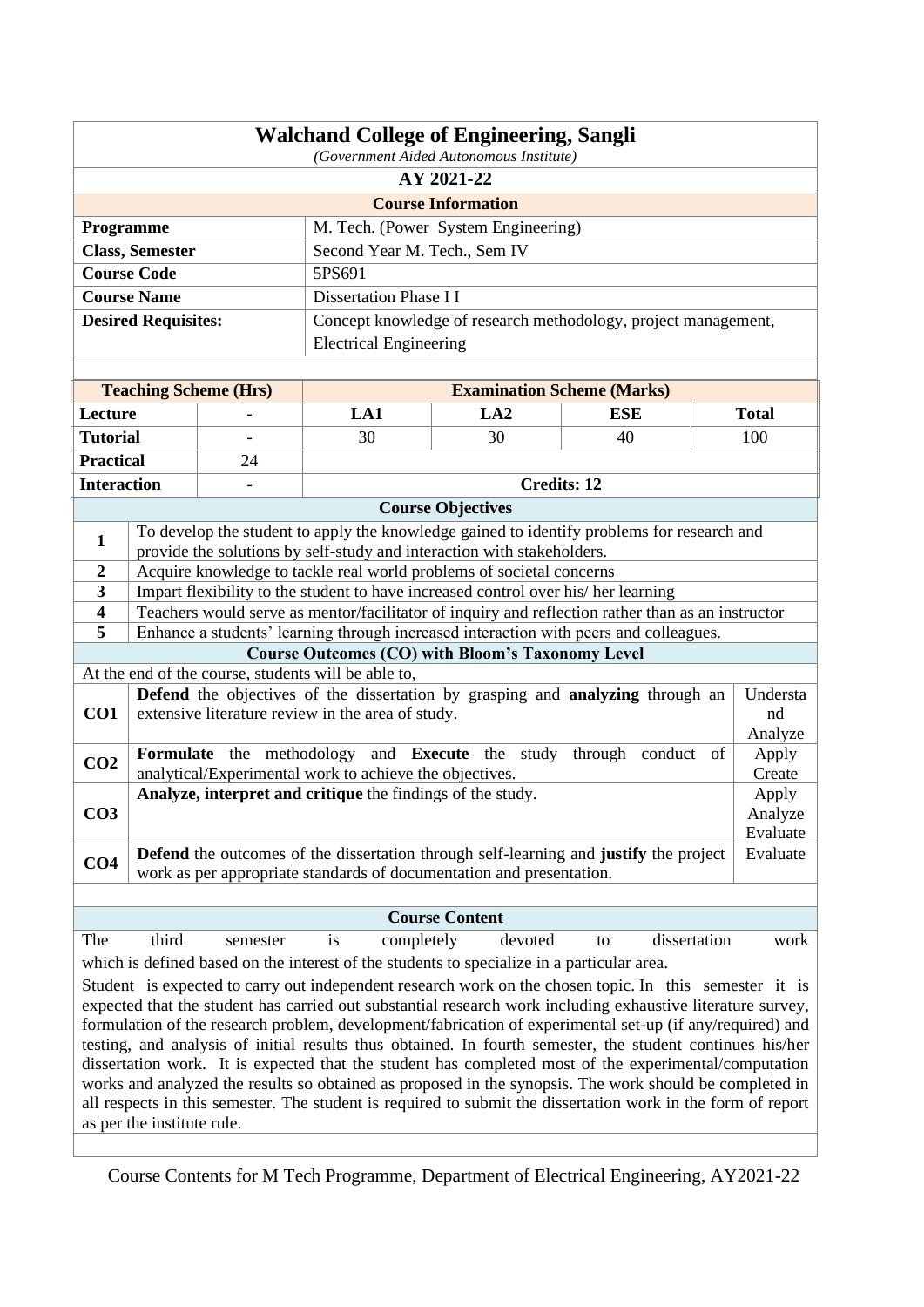# Walchand College of Engineering, Sangli

*(Government Aided Autonomous Institute)*

**AY 2021-22**

**Course Information**

| | |
|---|---|
| **Programme** | M. Tech. (Power System Engineering) |
| **Class, Semester** | Second Year M. Tech., Sem IV |
| **Course Code** | 5PS691 |
| **Course Name** | Dissertation Phase I I |
| **Desired Requisites:** | Concept knowledge of research methodology, project management, Electrical Engineering |

| **Teaching Scheme (Hrs)** | | **Examination Scheme (Marks)** | | | |
|---|---|---|---|---|---|
| **Lecture** | - | **LA1** | **LA2** | **ESE** | **Total** |
| **Tutorial** | - | 30 | 30 | 40 | 100 |
| **Practical** | 24 | | | | |
| **Interaction** | - | **Credits: 12** | | | |

**Course Objectives**

| | |
|---|---|
| **1** | To develop the student to apply the knowledge gained to identify problems for research and provide the solutions by self-study and interaction with stakeholders. |
| **2** | Acquire knowledge to tackle real world problems of societal concerns |
| **3** | Impart flexibility to the student to have increased control over his/ her learning |
| **4** | Teachers would serve as mentor/facilitator of inquiry and reflection rather than as an instructor |
| **5** | Enhance a students' learning through increased interaction with peers and colleagues. |

**Course Outcomes (CO) with Bloom's Taxonomy Level**

At the end of the course, students will be able to,

| | | |
|---|---|---|
| **CO1** | **Defend** the objectives of the dissertation by grasping and **analyzing** through an extensive literature review in the area of study. | Understand Analyze |
| **CO2** | **Formulate** the methodology and **Execute** the study through conduct of analytical/Experimental work to achieve the objectives. | Apply Create |
| **CO3** | **Analyze, interpret and critique** the findings of the study. | Apply Analyze Evaluate |
| **CO4** | **Defend** the outcomes of the dissertation through self-learning and **justify** the project work as per appropriate standards of documentation and presentation. | Evaluate |

**Course Content**

The third semester is completely devoted to dissertation work which is defined based on the interest of the students to specialize in a particular area.

Student is expected to carry out independent research work on the chosen topic. In this semester it is expected that the student has carried out substantial research work including exhaustive literature survey, formulation of the research problem, development/fabrication of experimental set-up (if any/required) and testing, and analysis of initial results thus obtained. In fourth semester, the student continues his/her dissertation work. It is expected that the student has completed most of the experimental/computation works and analyzed the results so obtained as proposed in the synopsis. The work should be completed in all respects in this semester. The student is required to submit the dissertation work in the form of report as per the institute rule.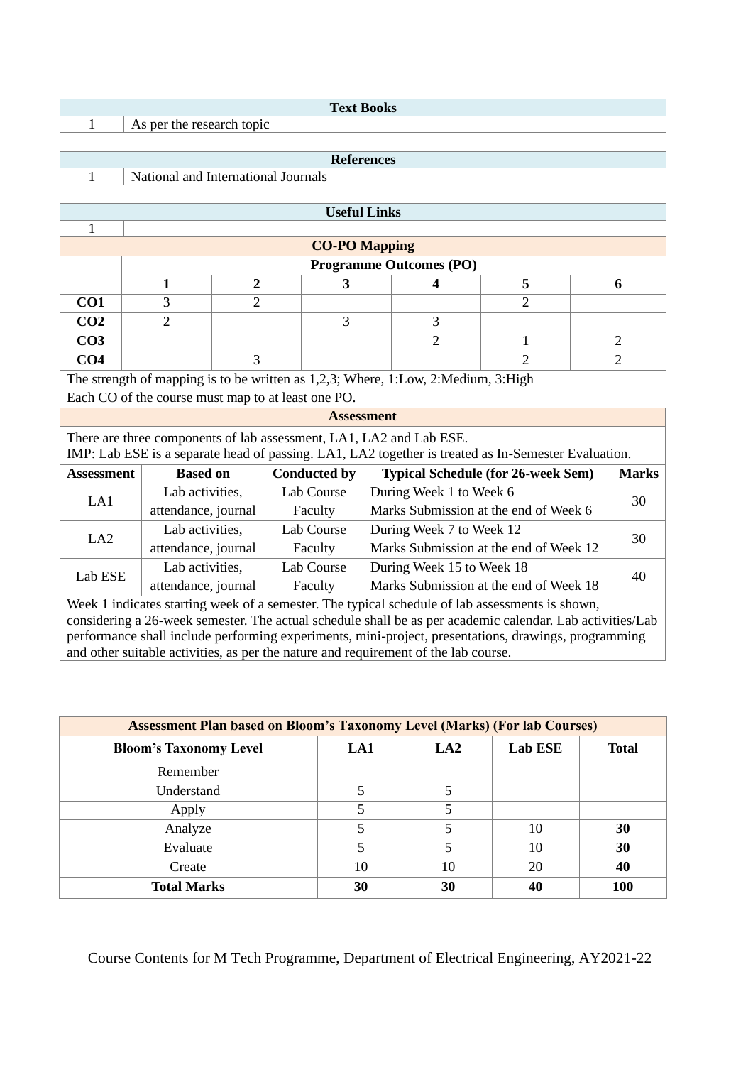| Text Books | |
|---|---|
| 1 | As per the research topic |

| References | |
|---|---|
| 1 | National and International Journals |

| Useful Links | |
|---|---|
| 1 | |

**CO-PO Mapping**

| | Programme Outcomes (PO) | | | | | |
|---|---|---|---|---|---|---|
| | 1 | 2 | 3 | 4 | 5 | 6 |
| CO1 | 3 | 2 | | | 2 | |
| CO2 | 2 | | 3 | 3 | | |
| CO3 | | | | 2 | 1 | 2 |
| CO4 | | 3 | | | 2 | 2 |

The strength of mapping is to be written as 1,2,3; Where, 1:Low, 2:Medium, 3:High

Each CO of the course must map to at least one PO.

**Assessment**

There are three components of lab assessment, LA1, LA2 and Lab ESE.
IMP: Lab ESE is a separate head of passing. LA1, LA2 together is treated as In-Semester Evaluation.

| Assessment | Based on | Conducted by | Typical Schedule (for 26-week Sem) | Marks |
|---|---|---|---|---|
| LA1 | Lab activities, attendance, journal | Lab Course Faculty | During Week 1 to Week 6<br>Marks Submission at the end of Week 6 | 30 |
| LA2 | Lab activities, attendance, journal | Lab Course Faculty | During Week 7 to Week 12<br>Marks Submission at the end of Week 12 | 30 |
| Lab ESE | Lab activities, attendance, journal | Lab Course Faculty | During Week 15 to Week 18<br>Marks Submission at the end of Week 18 | 40 |

Week 1 indicates starting week of a semester. The typical schedule of lab assessments is shown, considering a 26-week semester. The actual schedule shall be as per academic calendar. Lab activities/Lab performance shall include performing experiments, mini-project, presentations, drawings, programming and other suitable activities, as per the nature and requirement of the lab course.

**Assessment Plan based on Bloom's Taxonomy Level (Marks) (For lab Courses)**

| Bloom's Taxonomy Level | LA1 | LA2 | Lab ESE | Total |
|---|---|---|---|---|
| Remember | | | | |
| Understand | 5 | 5 | | |
| Apply | 5 | 5 | | |
| Analyze | 5 | 5 | 10 | **30** |
| Evaluate | 5 | 5 | 10 | **30** |
| Create | 10 | 10 | 20 | **40** |
| **Total Marks** | **30** | **30** | **40** | **100** |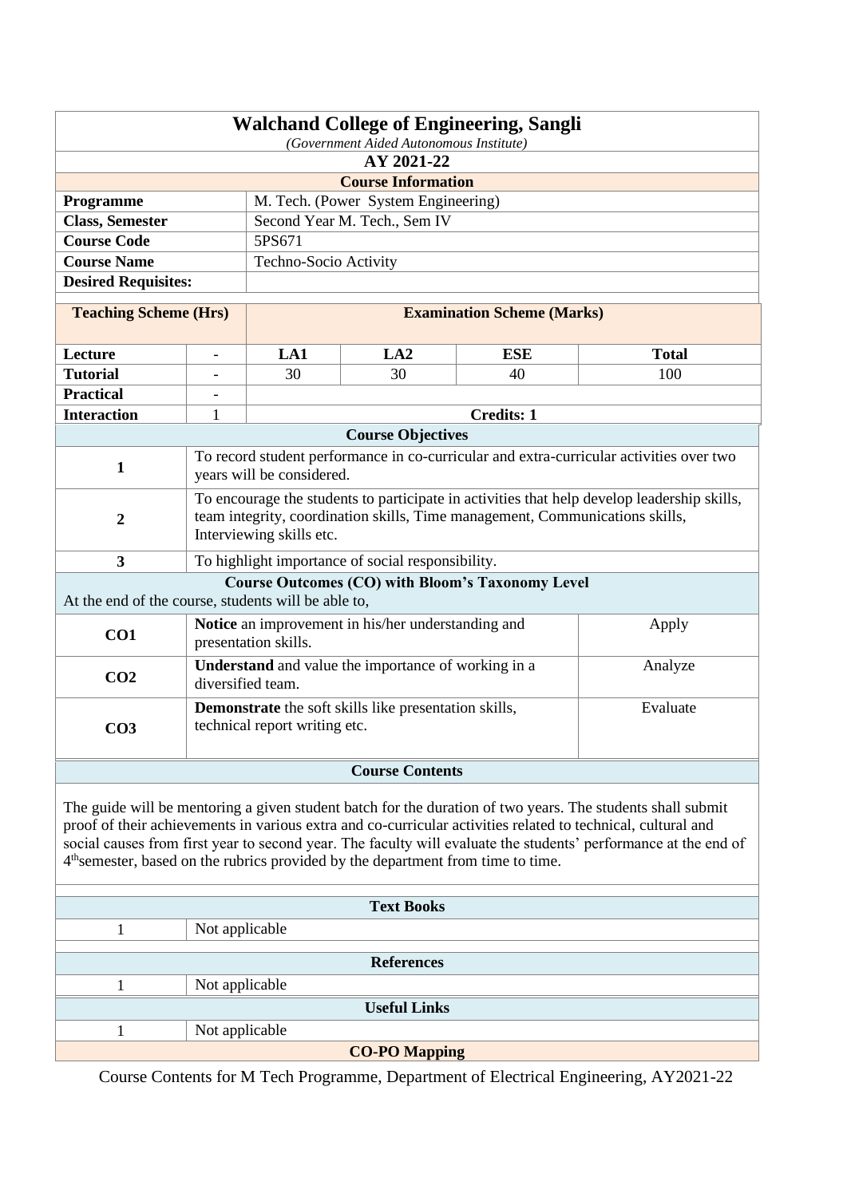# Walchand College of Engineering, Sangli

*(Government Aided Autonomous Institute)*

**AY 2021-22**

## Course Information

| | |
|---|---|
| **Programme** | M. Tech. (Power System Engineering) |
| **Class, Semester** | Second Year M. Tech., Sem IV |
| **Course Code** | 5PS671 |
| **Course Name** | Techno-Socio Activity |
| **Desired Requisites:** | |

| **Teaching Scheme (Hrs)** | | **Examination Scheme (Marks)** | | | |
|---|---|---|---|---|---|
| **Lecture** | - | **LA1** | **LA2** | **ESE** | **Total** |
| **Tutorial** | - | 30 | 30 | 40 | 100 |
| **Practical** | - | | | | |
| **Interaction** | 1 | **Credits: 1** | | | |

## Course Objectives

| | |
|---|---|
| **1** | To record student performance in co-curricular and extra-curricular activities over two years will be considered. |
| **2** | To encourage the students to participate in activities that help develop leadership skills, team integrity, coordination skills, Time management, Communications skills, Interviewing skills etc. |
| **3** | To highlight importance of social responsibility. |

## Course Outcomes (CO) with Bloom's Taxonomy Level

At the end of the course, students will be able to,

| | | |
|---|---|---|
| **CO1** | **Notice** an improvement in his/her understanding and presentation skills. | Apply |
| **CO2** | **Understand** and value the importance of working in a diversified team. | Analyze |
| **CO3** | **Demonstrate** the soft skills like presentation skills, technical report writing etc. | Evaluate |

## Course Contents

The guide will be mentoring a given student batch for the duration of two years. The students shall submit proof of their achievements in various extra and co-curricular activities related to technical, cultural and social causes from first year to second year. The faculty will evaluate the students' performance at the end of 4th semester, based on the rubrics provided by the department from time to time.

## Text Books

| | |
|---|---|
| 1 | Not applicable |

## References

| | |
|---|---|
| 1 | Not applicable |

## Useful Links

| | |
|---|---|
| 1 | Not applicable |

## CO-PO Mapping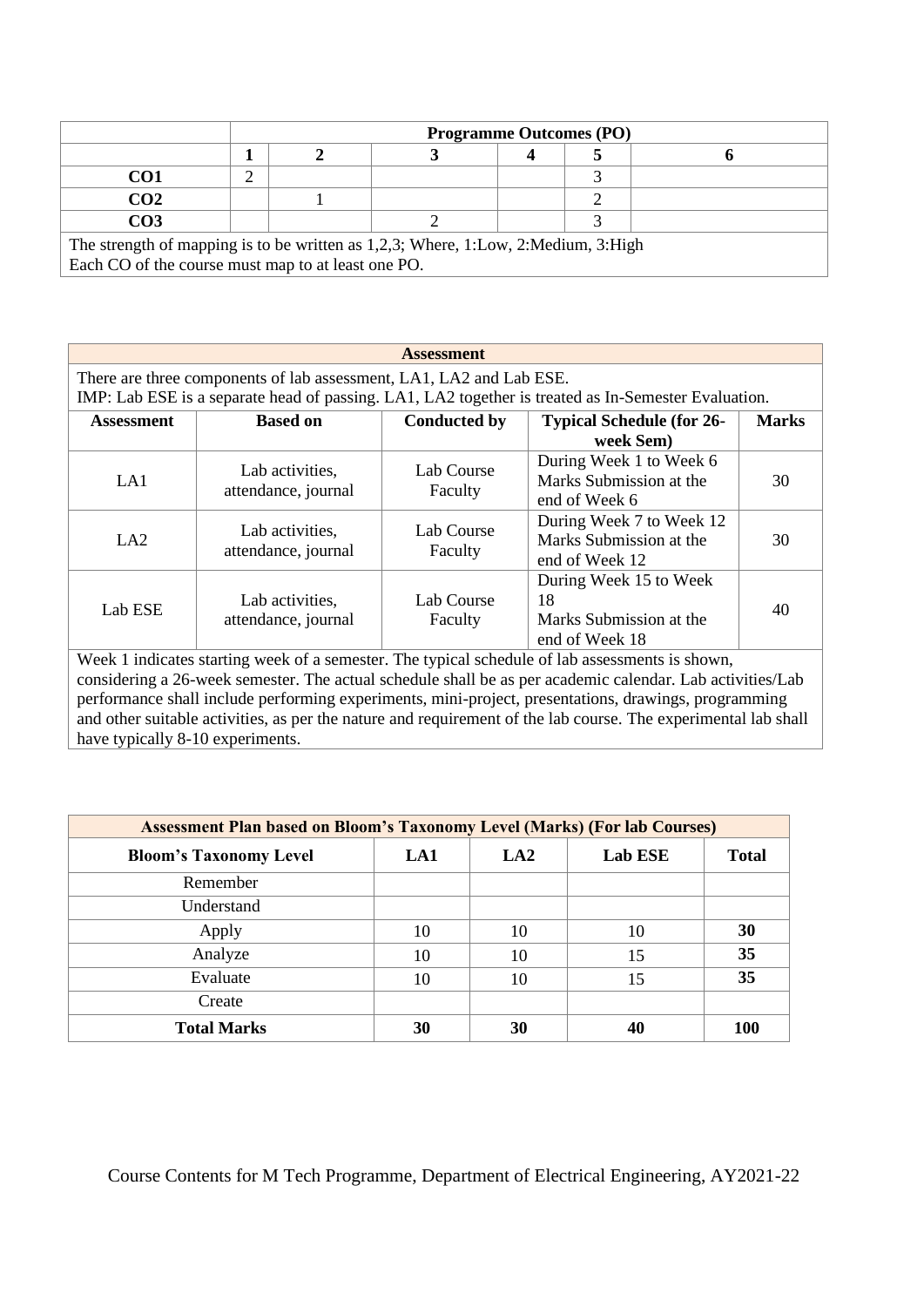| | Programme Outcomes (PO) | | | | | |
|---|---|---|---|---|---|---|
| | 1 | 2 | 3 | 4 | 5 | 6 |
| CO1 | 2 | | | | 3 | |
| CO2 | | 1 | | | 2 | |
| CO3 | | | 2 | | 3 | |

The strength of mapping is to be written as 1,2,3; Where, 1:Low, 2:Medium, 3:High
Each CO of the course must map to at least one PO.

**Assessment**

There are three components of lab assessment, LA1, LA2 and Lab ESE.
IMP: Lab ESE is a separate head of passing. LA1, LA2 together is treated as In-Semester Evaluation.

| Assessment | Based on | Conducted by | Typical Schedule (for 26-week Sem) | Marks |
|---|---|---|---|---|
| LA1 | Lab activities, attendance, journal | Lab Course Faculty | During Week 1 to Week 6 Marks Submission at the end of Week 6 | 30 |
| LA2 | Lab activities, attendance, journal | Lab Course Faculty | During Week 7 to Week 12 Marks Submission at the end of Week 12 | 30 |
| Lab ESE | Lab activities, attendance, journal | Lab Course Faculty | During Week 15 to Week 18 Marks Submission at the end of Week 18 | 40 |

Week 1 indicates starting week of a semester. The typical schedule of lab assessments is shown, considering a 26-week semester. The actual schedule shall be as per academic calendar. Lab activities/Lab performance shall include performing experiments, mini-project, presentations, drawings, programming and other suitable activities, as per the nature and requirement of the lab course. The experimental lab shall have typically 8-10 experiments.

**Assessment Plan based on Bloom's Taxonomy Level (Marks) (For lab Courses)**

| Bloom's Taxonomy Level | LA1 | LA2 | Lab ESE | Total |
|---|---|---|---|---|
| Remember | | | | |
| Understand | | | | |
| Apply | 10 | 10 | 10 | **30** |
| Analyze | 10 | 10 | 15 | **35** |
| Evaluate | 10 | 10 | 15 | **35** |
| Create | | | | |
| **Total Marks** | **30** | **30** | **40** | **100** |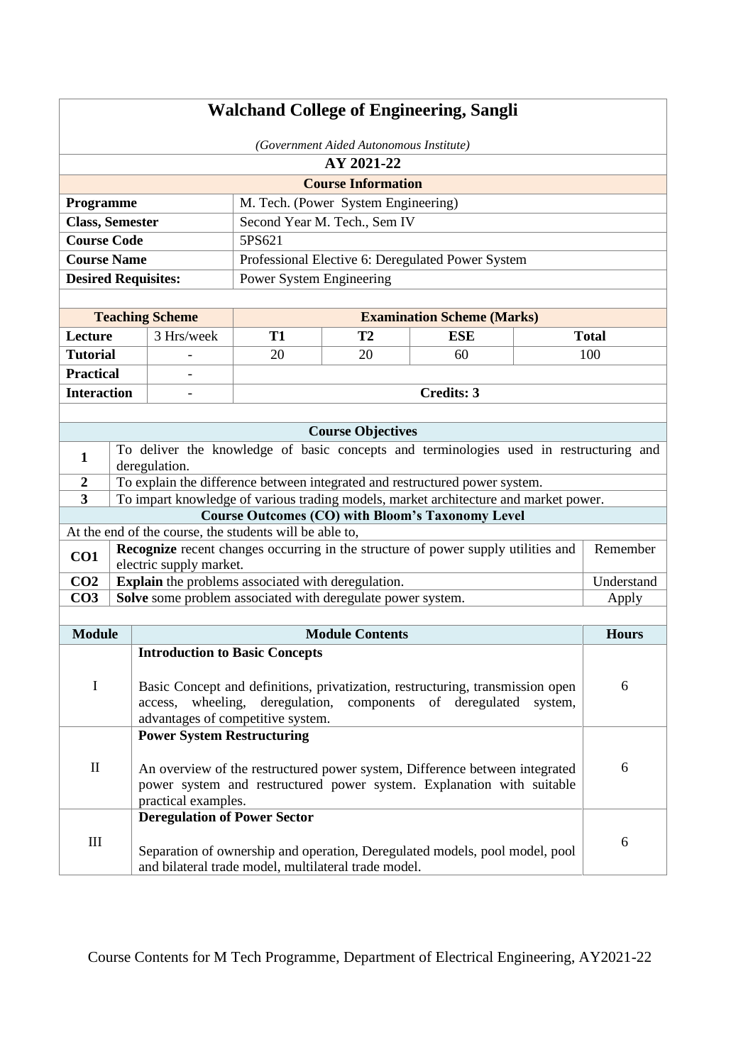# Walchand College of Engineering, Sangli

*(Government Aided Autonomous Institute)*

**AY 2021-22**

**Course Information**

| | |
|---|---|
| **Programme** | M. Tech. (Power System Engineering) |
| **Class, Semester** | Second Year M. Tech., Sem IV |
| **Course Code** | 5PS621 |
| **Course Name** | Professional Elective 6: Deregulated Power System |
| **Desired Requisites:** | Power System Engineering |

| Teaching Scheme | | Examination Scheme (Marks) | | | |
|---|---|---|---|---|---|
| **Lecture** | 3 Hrs/week | **T1** | **T2** | **ESE** | **Total** |
| **Tutorial** | - | 20 | 20 | 60 | 100 |
| **Practical** | - | | | | |
| **Interaction** | - | **Credits: 3** | | | |

**Course Objectives**

| | |
|---|---|
| **1** | To deliver the knowledge of basic concepts and terminologies used in restructuring and deregulation. |
| **2** | To explain the difference between integrated and restructured power system. |
| **3** | To impart knowledge of various trading models, market architecture and market power. |

**Course Outcomes (CO) with Bloom's Taxonomy Level**

At the end of the course, the students will be able to,

| | | |
|---|---|---|
| **CO1** | **Recognize** recent changes occurring in the structure of power supply utilities and electric supply market. | Remember |
| **CO2** | **Explain** the problems associated with deregulation. | Understand |
| **CO3** | **Solve** some problem associated with deregulate power system. | Apply |

| Module | Module Contents | Hours |
|---|---|---|
| I | **Introduction to Basic Concepts**<br><br>Basic Concept and definitions, privatization, restructuring, transmission open access, wheeling, deregulation, components of deregulated system, advantages of competitive system. | 6 |
| II | **Power System Restructuring**<br><br>An overview of the restructured power system, Difference between integrated power system and restructured power system. Explanation with suitable practical examples. | 6 |
| III | **Deregulation of Power Sector**<br><br>Separation of ownership and operation, Deregulated models, pool model, pool and bilateral trade model, multilateral trade model. | 6 |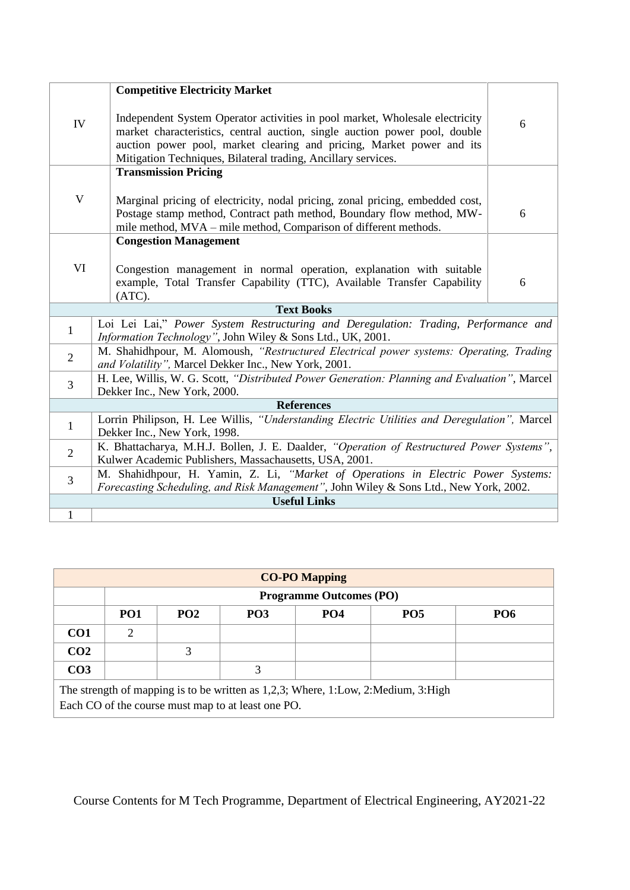| | | |
|---|---|---|
| IV | **Competitive Electricity Market**<br><br>Independent System Operator activities in pool market, Wholesale electricity market characteristics, central auction, single auction power pool, double auction power pool, market clearing and pricing, Market power and its Mitigation Techniques, Bilateral trading, Ancillary services. | 6 |
| V | **Transmission Pricing**<br><br>Marginal pricing of electricity, nodal pricing, zonal pricing, embedded cost, Postage stamp method, Contract path method, Boundary flow method, MW-mile method, MVA – mile method, Comparison of different methods. | 6 |
| VI | **Congestion Management**<br><br>Congestion management in normal operation, explanation with suitable example, Total Transfer Capability (TTC), Available Transfer Capability (ATC). | 6 |

| **Text Books** | |
|---|---|
| 1 | Loi Lei Lai," *Power System Restructuring and Deregulation: Trading, Performance and Information Technology"*, John Wiley & Sons Ltd., UK, 2001. |
| 2 | M. Shahidhpour, M. Alomoush, *"Restructured Electrical power systems: Operating, Trading and Volatility",* Marcel Dekker Inc., New York, 2001. |
| 3 | H. Lee, Willis, W. G. Scott, *"Distributed Power Generation: Planning and Evaluation"*, Marcel Dekker Inc., New York, 2000. |
| **References** | |
| 1 | Lorrin Philipson, H. Lee Willis, *"Understanding Electric Utilities and Deregulation",* Marcel Dekker Inc., New York, 1998. |
| 2 | K. Bhattacharya, M.H.J. Bollen, J. E. Daalder, *"Operation of Restructured Power Systems"*, Kulwer Academic Publishers, Massachausetts, USA, 2001. |
| 3 | M. Shahidhpour, H. Yamin, Z. Li, *"Market of Operations in Electric Power Systems: Forecasting Scheduling, and Risk Management"*, John Wiley & Sons Ltd., New York, 2002. |
| **Useful Links** | |
| 1 | |

| **CO-PO Mapping** | | | | | | |
|---|---|---|---|---|---|---|
| | **Programme Outcomes (PO)** | | | | | |
| | **PO1** | **PO2** | **PO3** | **PO4** | **PO5** | **PO6** |
| **CO1** | 2 | | | | | |
| **CO2** | | 3 | | | | |
| **CO3** | | | 3 | | | |

The strength of mapping is to be written as 1,2,3; Where, 1:Low, 2:Medium, 3:High
Each CO of the course must map to at least one PO.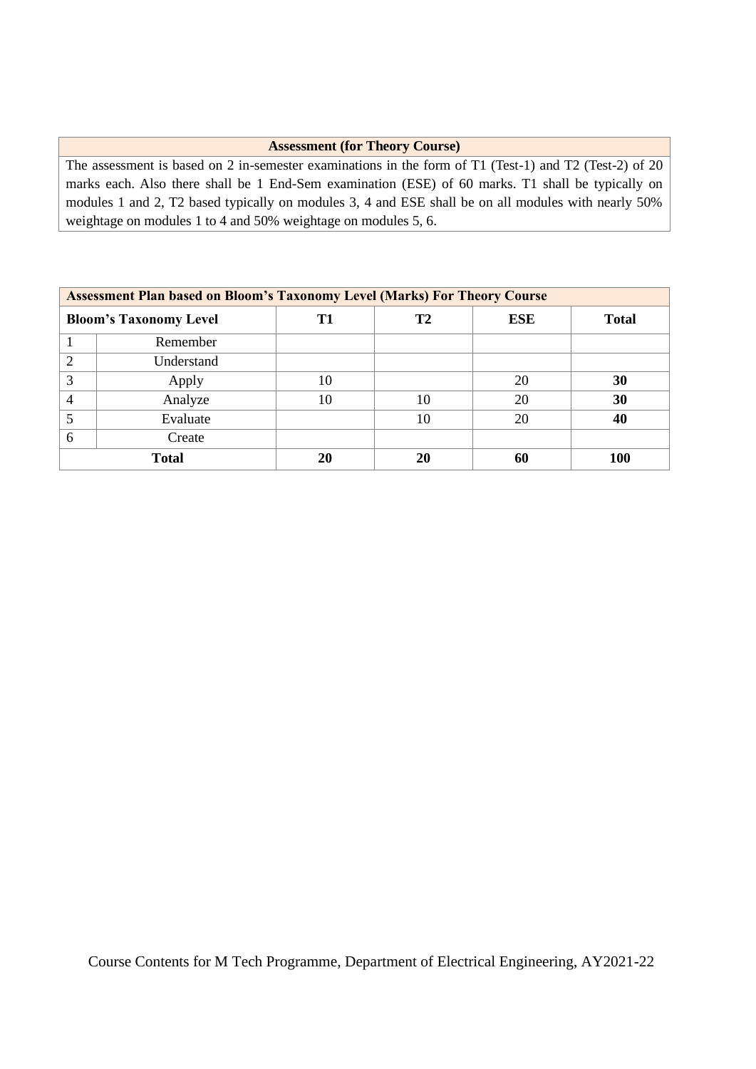| Assessment (for Theory Course) |
|---|
| The assessment is based on 2 in-semester examinations in the form of T1 (Test-1) and T2 (Test-2) of 20 marks each. Also there shall be 1 End-Sem examination (ESE) of 60 marks. T1 shall be typically on modules 1 and 2, T2 based typically on modules 3, 4 and ESE shall be on all modules with nearly 50% weightage on modules 1 to 4 and 50% weightage on modules 5, 6. |

| Assessment Plan based on Bloom's Taxonomy Level (Marks) For Theory Course | | | | | |
|---|---|---|---|---|---|
| **Bloom's Taxonomy Level** | | **T1** | **T2** | **ESE** | **Total** |
| 1 | Remember | | | | |
| 2 | Understand | | | | |
| 3 | Apply | 10 | | 20 | **30** |
| 4 | Analyze | 10 | 10 | 20 | **30** |
| 5 | Evaluate | | 10 | 20 | **40** |
| 6 | Create | | | | |
| **Total** | | **20** | **20** | **60** | **100** |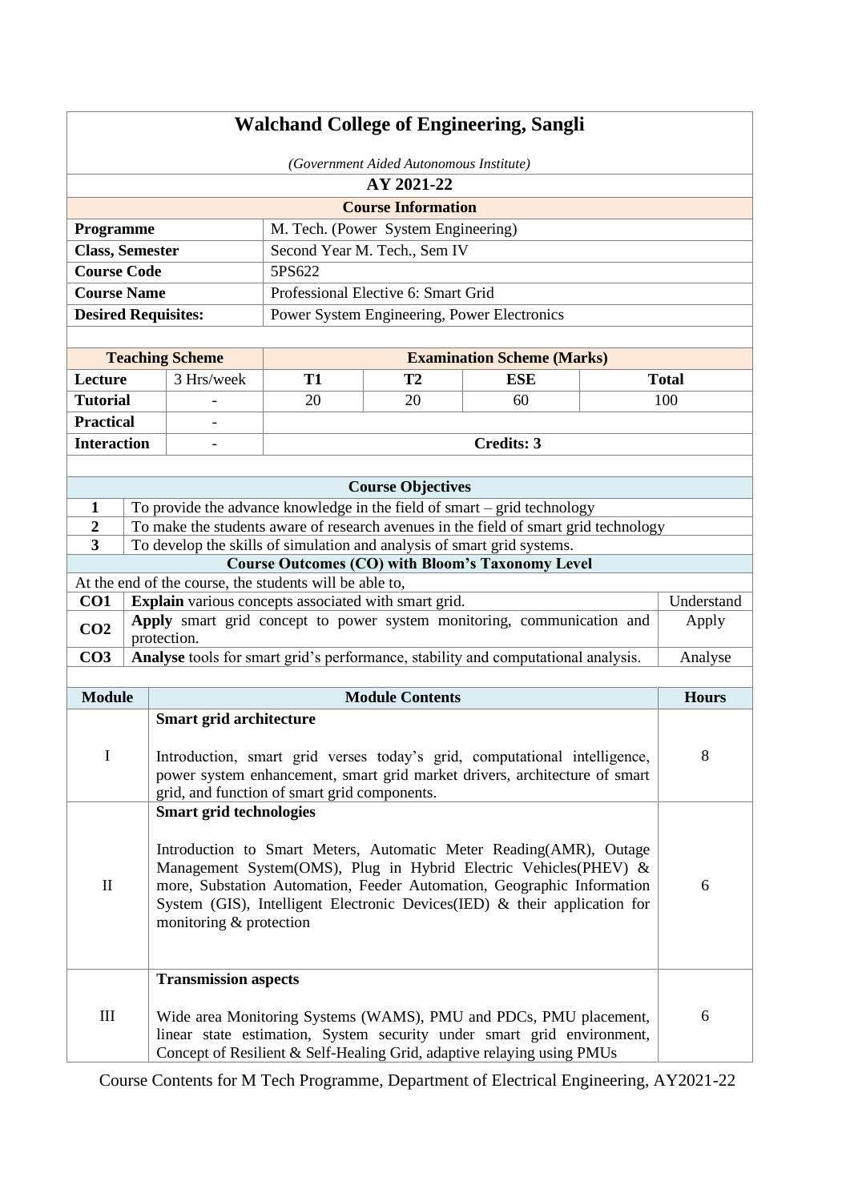# Walchand College of Engineering, Sangli

*(Government Aided Autonomous Institute)*

**AY 2021-22**

| Course Information | |
|---|---|
| **Programme** | M. Tech. (Power System Engineering) |
| **Class, Semester** | Second Year M. Tech., Sem IV |
| **Course Code** | 5PS622 |
| **Course Name** | Professional Elective 6: Smart Grid |
| **Desired Requisites:** | Power System Engineering, Power Electronics |

| **Teaching Scheme** | | **Examination Scheme (Marks)** | | | |
|---|---|---|---|---|---|
| **Lecture** | 3 Hrs/week | **T1** | **T2** | **ESE** | **Total** |
| **Tutorial** | - | 20 | 20 | 60 | 100 |
| **Practical** | - | | | | |
| **Interaction** | - | **Credits: 3** | | | |

| **Course Objectives** | |
|---|---|
| **1** | To provide the advance knowledge in the field of smart – grid technology |
| **2** | To make the students aware of research avenues in the field of smart grid technology |
| **3** | To develop the skills of simulation and analysis of smart grid systems. |

**Course Outcomes (CO) with Bloom's Taxonomy Level**

At the end of the course, the students will be able to,

| | | |
|---|---|---|
| **CO1** | **Explain** various concepts associated with smart grid. | Understand |
| **CO2** | **Apply** smart grid concept to power system monitoring, communication and protection. | Apply |
| **CO3** | **Analyse** tools for smart grid's performance, stability and computational analysis. | Analyse |

| **Module** | **Module Contents** | **Hours** |
|---|---|---|
| I | **Smart grid architecture**<br><br>Introduction, smart grid verses today's grid, computational intelligence, power system enhancement, smart grid market drivers, architecture of smart grid, and function of smart grid components. | 8 |
| II | **Smart grid technologies**<br><br>Introduction to Smart Meters, Automatic Meter Reading(AMR), Outage Management System(OMS), Plug in Hybrid Electric Vehicles(PHEV) & more, Substation Automation, Feeder Automation, Geographic Information System (GIS), Intelligent Electronic Devices(IED) & their application for monitoring & protection | 6 |
| III | **Transmission aspects**<br><br>Wide area Monitoring Systems (WAMS), PMU and PDCs, PMU placement, linear state estimation, System security under smart grid environment, Concept of Resilient & Self-Healing Grid, adaptive relaying using PMUs | 6 |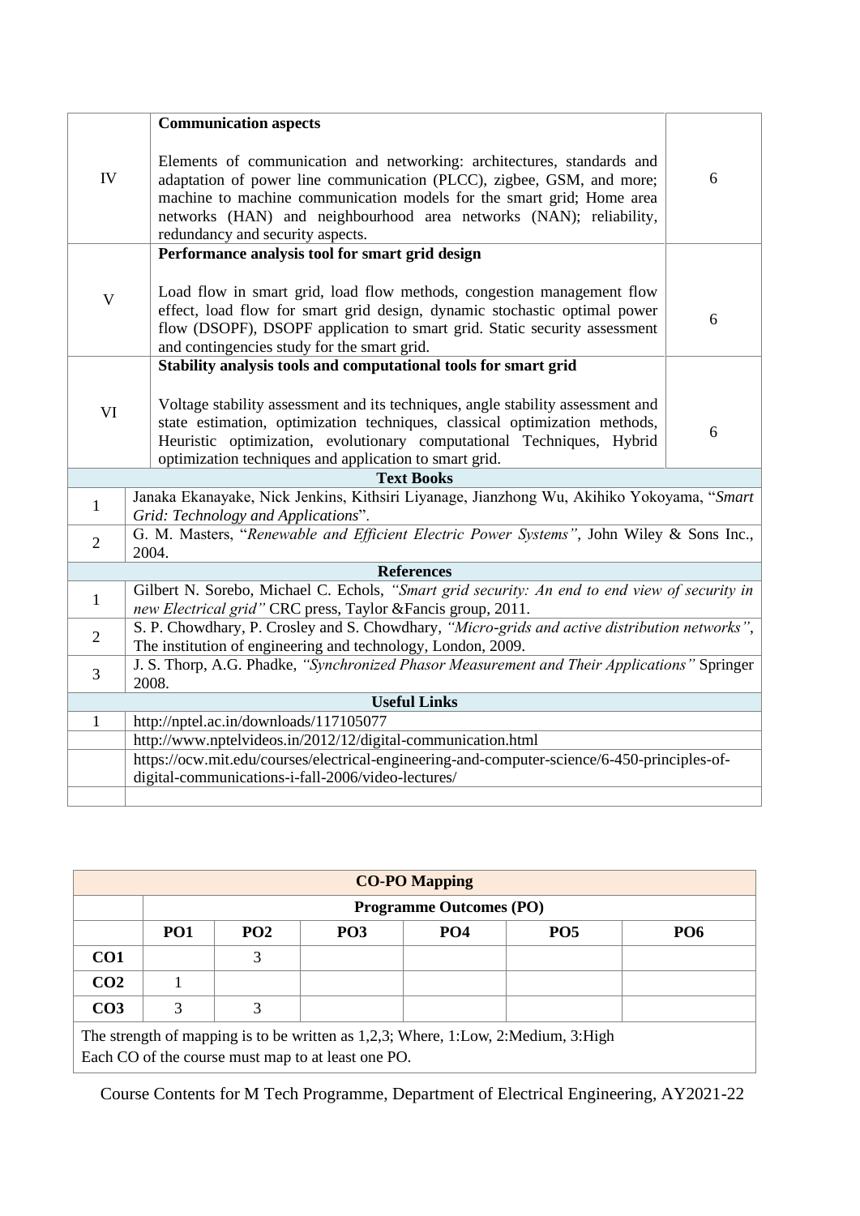| | | |
|---|---|---|
| IV | **Communication aspects**<br><br>Elements of communication and networking: architectures, standards and adaptation of power line communication (PLCC), zigbee, GSM, and more; machine to machine communication models for the smart grid; Home area networks (HAN) and neighbourhood area networks (NAN); reliability, redundancy and security aspects. | 6 |
| V | **Performance analysis tool for smart grid design**<br><br>Load flow in smart grid, load flow methods, congestion management flow effect, load flow for smart grid design, dynamic stochastic optimal power flow (DSOPF), DSOPF application to smart grid. Static security assessment and contingencies study for the smart grid. | 6 |
| VI | **Stability analysis tools and computational tools for smart grid**<br><br>Voltage stability assessment and its techniques, angle stability assessment and state estimation, optimization techniques, classical optimization methods, Heuristic optimization, evolutionary computational Techniques, Hybrid optimization techniques and application to smart grid. | 6 |

| | **Text Books** |
|---|---|
| 1 | Janaka Ekanayake, Nick Jenkins, Kithsiri Liyanage, Jianzhong Wu, Akihiko Yokoyama, "*Smart Grid: Technology and Applications*". |
| 2 | G. M. Masters, "*Renewable and Efficient Electric Power Systems"*, John Wiley & Sons Inc., 2004. |
| | **References** |
| 1 | Gilbert N. Sorebo, Michael C. Echols, *"Smart grid security: An end to end view of security in new Electrical grid"* CRC press, Taylor &Fancis group, 2011. |
| 2 | S. P. Chowdhary, P. Crosley and S. Chowdhary, *"Micro-grids and active distribution networks"*, The institution of engineering and technology, London, 2009. |
| 3 | J. S. Thorp, A.G. Phadke, *"Synchronized Phasor Measurement and Their Applications"* Springer 2008. |
| | **Useful Links** |
| 1 | http://nptel.ac.in/downloads/117105077 |
| | http://www.nptelvideos.in/2012/12/digital-communication.html |
| | https://ocw.mit.edu/courses/electrical-engineering-and-computer-science/6-450-principles-of-digital-communications-i-fall-2006/video-lectures/ |
| | |

| **CO-PO Mapping** | | | | | | |
|---|---|---|---|---|---|---|
| | **Programme Outcomes (PO)** | | | | | |
| | **PO1** | **PO2** | **PO3** | **PO4** | **PO5** | **PO6** |
| **CO1** | | 3 | | | | |
| **CO2** | 1 | | | | | |
| **CO3** | 3 | 3 | | | | |

The strength of mapping is to be written as 1,2,3; Where, 1:Low, 2:Medium, 3:High
Each CO of the course must map to at least one PO.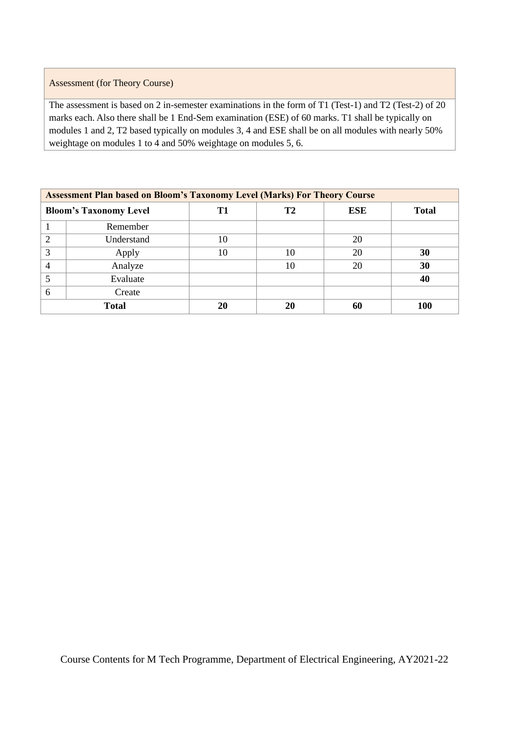| Assessment (for Theory Course) |
|---|
| The assessment is based on 2 in-semester examinations in the form of T1 (Test-1) and T2 (Test-2) of 20 marks each. Also there shall be 1 End-Sem examination (ESE) of 60 marks. T1 shall be typically on modules 1 and 2, T2 based typically on modules 3, 4 and ESE shall be on all modules with nearly 50% weightage on modules 1 to 4 and 50% weightage on modules 5, 6. |

| **Assessment Plan based on Bloom's Taxonomy Level (Marks) For Theory Course** | | | | | |
|---|---|---|---|---|---|
| **Bloom's Taxonomy Level** | | **T1** | **T2** | **ESE** | **Total** |
| 1 | Remember | | | | |
| 2 | Understand | 10 | | 20 | |
| 3 | Apply | 10 | 10 | 20 | **30** |
| 4 | Analyze | | 10 | 20 | **30** |
| 5 | Evaluate | | | | **40** |
| 6 | Create | | | | |
| **Total** | | **20** | **20** | **60** | **100** |